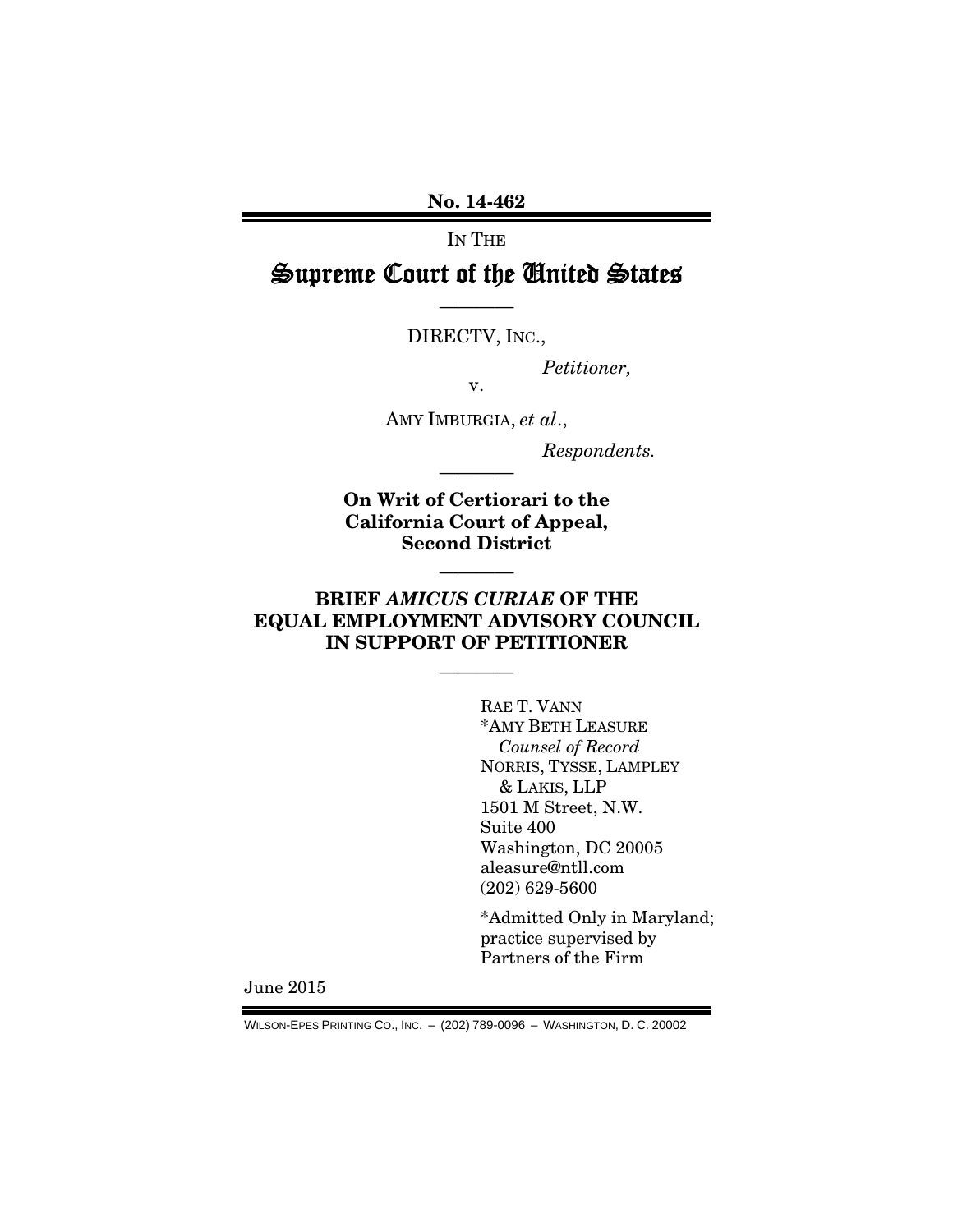No. 14-462

IN THE

# Supreme Court of the United States

————

DIRECTV, INC.,

*Petitioner,*

v.

AMY IMBURGIA, *et al*.,

*Respondents.*

————

**On Writ of Certiorari to the California Court of Appeal, Second District**

————

## BRIEF *AMICUS CURIAE* OF THE EQUAL EMPLOYMENT ADVISORY COUNCIL IN SUPPORT OF PETITIONER

————

RAE T. VANN
*AMY BETH LEASURE
*Counsel of Record*
NORRIS, TYSSE, LAMPLEY & LAKIS, LLP
1501 M Street, N.W.
Suite 400
Washington, DC 20005
aleasure@ntll.com
(202) 629-5600

*Admitted Only in Maryland; practice supervised by Partners of the Firm

June 2015

WILSON-EPES PRINTING CO., INC. – (202) 789-0096 – WASHINGTON, D. C. 20002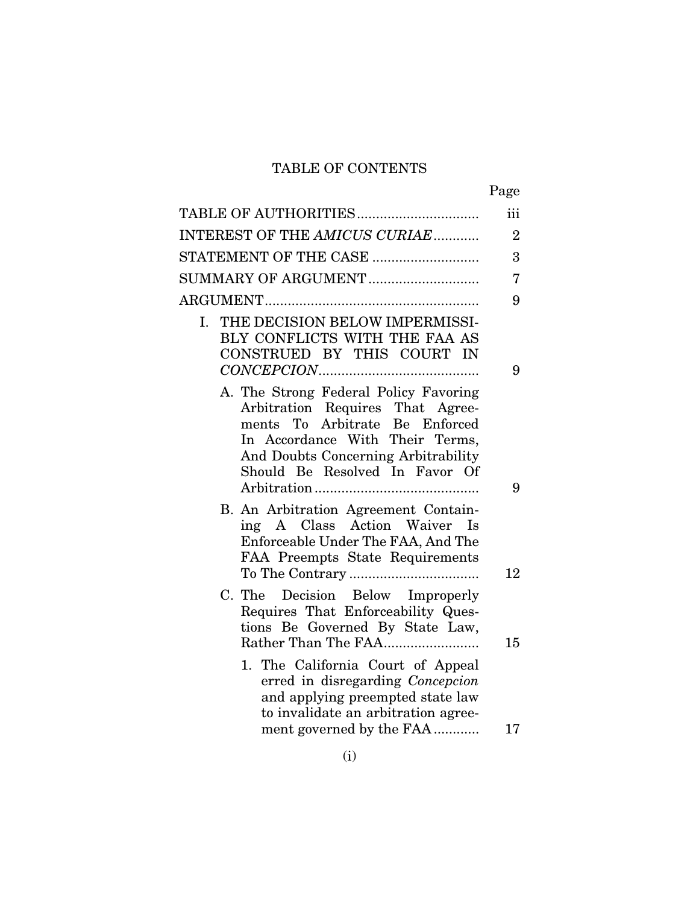# TABLE OF CONTENTS

| | Page |
|---|---|
| TABLE OF AUTHORITIES | iii |
| INTEREST OF THE *AMICUS CURIAE* | 2 |
| STATEMENT OF THE CASE | 3 |
| SUMMARY OF ARGUMENT | 7 |
| ARGUMENT | 9 |
| I. THE DECISION BELOW IMPERMISSIBLY CONFLICTS WITH THE FAA AS CONSTRUED BY THIS COURT IN *CONCEPCION* | 9 |
| A. The Strong Federal Policy Favoring Arbitration Requires That Agreements To Arbitrate Be Enforced In Accordance With Their Terms, And Doubts Concerning Arbitrability Should Be Resolved In Favor Of Arbitration | 9 |
| B. An Arbitration Agreement Containing A Class Action Waiver Is Enforceable Under The FAA, And The FAA Preempts State Requirements To The Contrary | 12 |
| C. The Decision Below Improperly Requires That Enforceability Questions Be Governed By State Law, Rather Than The FAA | 15 |
| 1. The California Court of Appeal erred in disregarding *Concepcion* and applying preempted state law to invalidate an arbitration agreement governed by the FAA | 17 |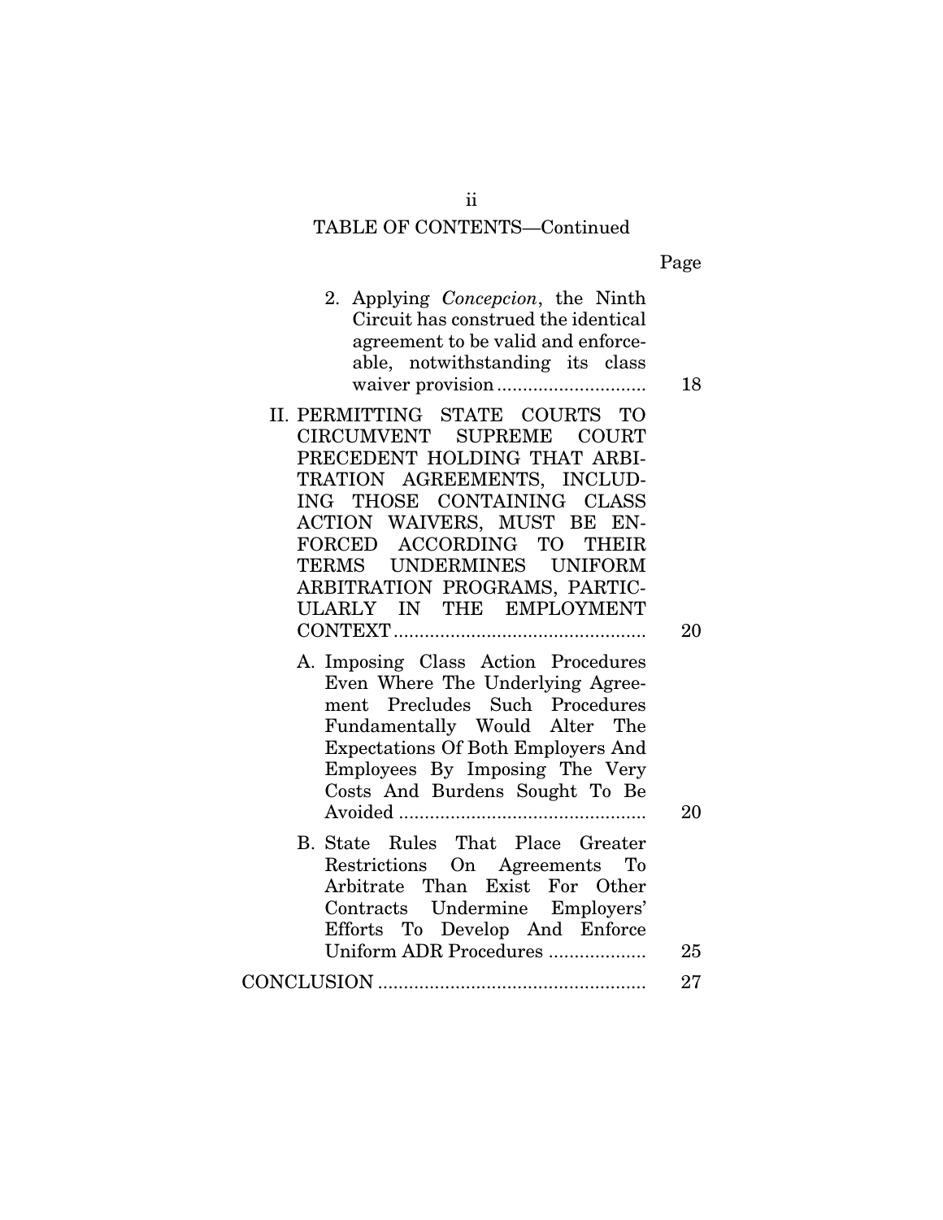TABLE OF CONTENTS—Continued

| | Page |
|---|---|
| 2. Applying *Concepcion*, the Ninth Circuit has construed the identical agreement to be valid and enforceable, notwithstanding its class waiver provision | 18 |
| II. PERMITTING STATE COURTS TO CIRCUMVENT SUPREME COURT PRECEDENT HOLDING THAT ARBITRATION AGREEMENTS, INCLUDING THOSE CONTAINING CLASS ACTION WAIVERS, MUST BE ENFORCED ACCORDING TO THEIR TERMS UNDERMINES UNIFORM ARBITRATION PROGRAMS, PARTICULARLY IN THE EMPLOYMENT CONTEXT | 20 |
| A. Imposing Class Action Procedures Even Where The Underlying Agreement Precludes Such Procedures Fundamentally Would Alter The Expectations Of Both Employers And Employees By Imposing The Very Costs And Burdens Sought To Be Avoided | 20 |
| B. State Rules That Place Greater Restrictions On Agreements To Arbitrate Than Exist For Other Contracts Undermine Employers' Efforts To Develop And Enforce Uniform ADR Procedures | 25 |
| CONCLUSION | 27 |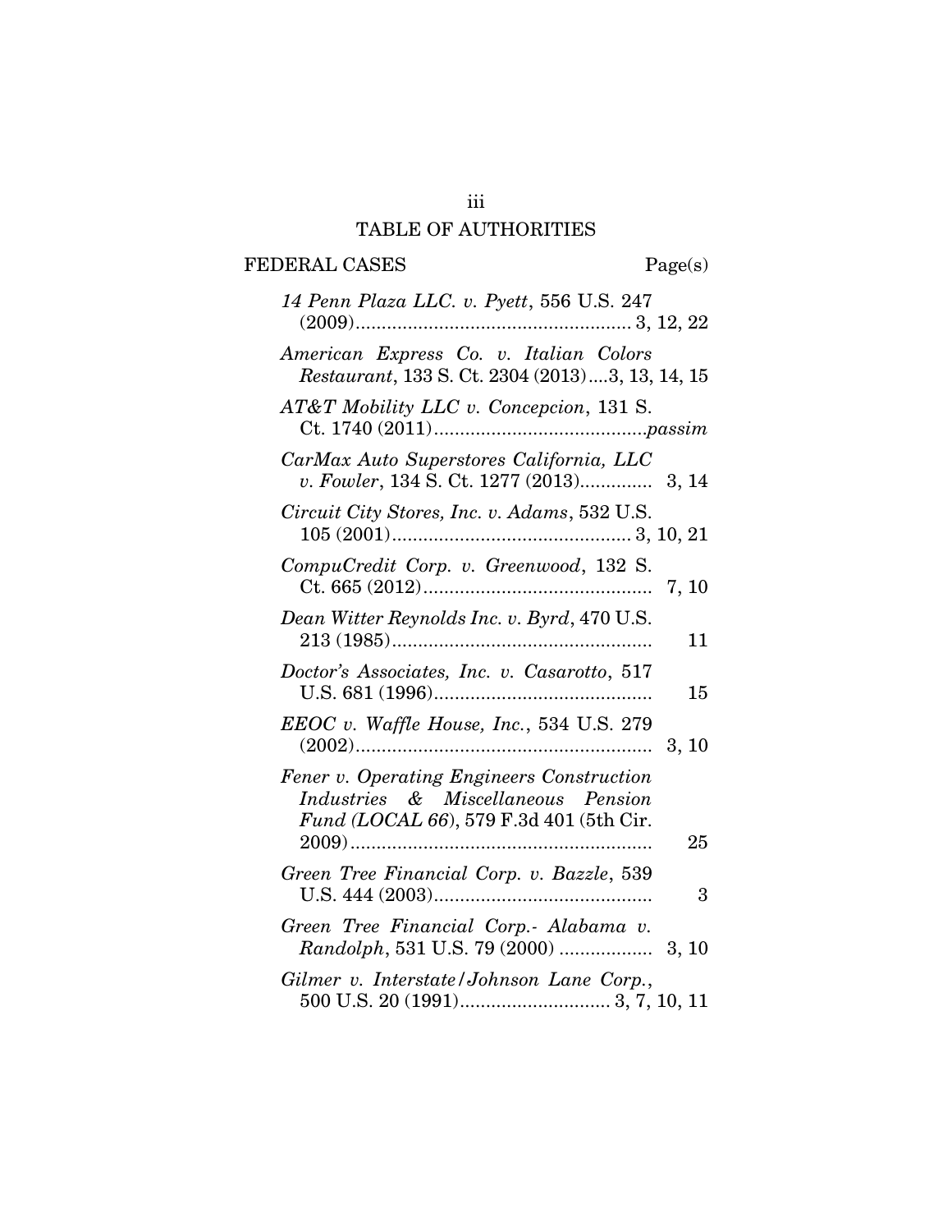# TABLE OF AUTHORITIES

## FEDERAL CASES

| | Page(s) |
|---|---|
| *14 Penn Plaza LLC. v. Pyett*, 556 U.S. 247 (2009) | 3, 12, 22 |
| *American Express Co. v. Italian Colors Restaurant*, 133 S. Ct. 2304 (2013) | 3, 13, 14, 15 |
| *AT&T Mobility LLC v. Concepcion*, 131 S. Ct. 1740 (2011) | *passim* |
| *CarMax Auto Superstores California, LLC v. Fowler*, 134 S. Ct. 1277 (2013) | 3, 14 |
| *Circuit City Stores, Inc. v. Adams*, 532 U.S. 105 (2001) | 3, 10, 21 |
| *CompuCredit Corp. v. Greenwood*, 132 S. Ct. 665 (2012) | 7, 10 |
| *Dean Witter Reynolds Inc. v. Byrd*, 470 U.S. 213 (1985) | 11 |
| *Doctor's Associates, Inc. v. Casarotto*, 517 U.S. 681 (1996) | 15 |
| *EEOC v. Waffle House, Inc.*, 534 U.S. 279 (2002) | 3, 10 |
| *Fener v. Operating Engineers Construction Industries & Miscellaneous Pension Fund (LOCAL 66)*, 579 F.3d 401 (5th Cir. 2009) | 25 |
| *Green Tree Financial Corp. v. Bazzle*, 539 U.S. 444 (2003) | 3 |
| *Green Tree Financial Corp.- Alabama v. Randolph*, 531 U.S. 79 (2000) | 3, 10 |
| *Gilmer v. Interstate/Johnson Lane Corp.*, 500 U.S. 20 (1991) | 3, 7, 10, 11 |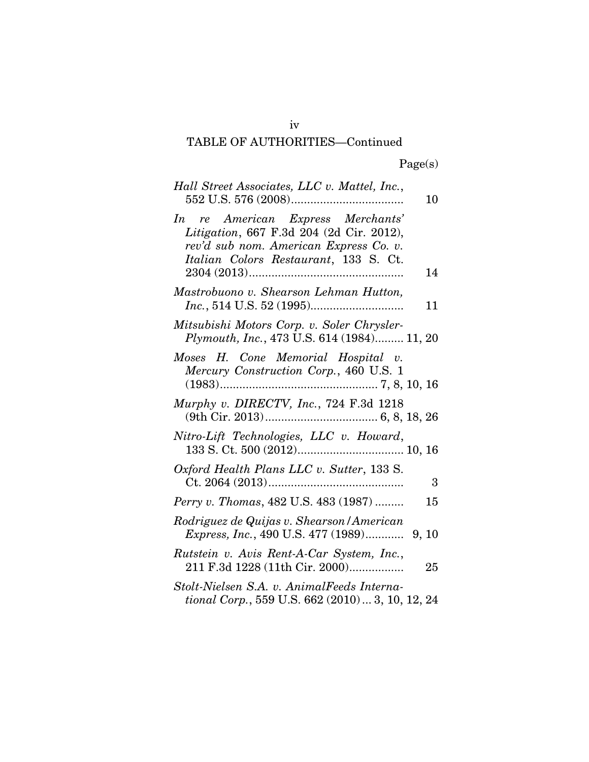TABLE OF AUTHORITIES—Continued

Page(s)

*Hall Street Associates, LLC v. Mattel, Inc.*, 552 U.S. 576 (2008) .................................. 10

*In re American Express Merchants' Litigation*, 667 F.3d 204 (2d Cir. 2012), *rev'd sub nom. American Express Co. v. Italian Colors Restaurant*, 133 S. Ct. 2304 (2013) ............................................... 14

*Mastrobuono v. Shearson Lehman Hutton, Inc.*, 514 U.S. 52 (1995) ............................ 11

*Mitsubishi Motors Corp. v. Soler Chrysler-Plymouth, Inc.*, 473 U.S. 614 (1984) ......... 11, 20

*Moses H. Cone Memorial Hospital v. Mercury Construction Corp.*, 460 U.S. 1 (1983) ................................................ 7, 8, 10, 16

*Murphy v. DIRECTV, Inc.*, 724 F.3d 1218 (9th Cir. 2013) .................................. 6, 8, 18, 26

*Nitro-Lift Technologies, LLC v. Howard*, 133 S. Ct. 500 (2012) ................................ 10, 16

*Oxford Health Plans LLC v. Sutter*, 133 S. Ct. 2064 (2013) .......................................... 3

*Perry v. Thomas*, 482 U.S. 483 (1987) ......... 15

*Rodriguez de Quijas v. Shearson/American Express, Inc.*, 490 U.S. 477 (1989) ............ 9, 10

*Rutstein v. Avis Rent-A-Car System, Inc.*, 211 F.3d 1228 (11th Cir. 2000) ................. 25

*Stolt-Nielsen S.A. v. AnimalFeeds International Corp.*, 559 U.S. 662 (2010) ... 3, 10, 12, 24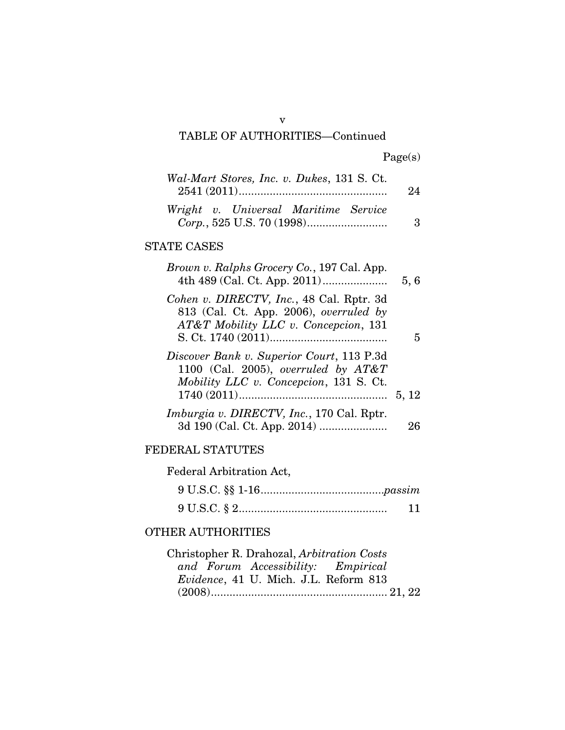## TABLE OF AUTHORITIES—Continued

Page(s)

*Wal-Mart Stores, Inc. v. Dukes*, 131 S. Ct. 2541 (2011)................................................ 24

*Wright v. Universal Maritime Service Corp.*, 525 U.S. 70 (1998).......................... 3

### STATE CASES

*Brown v. Ralphs Grocery Co.*, 197 Cal. App. 4th 489 (Cal. Ct. App. 2011)..................... 5, 6

*Cohen v. DIRECTV, Inc.*, 48 Cal. Rptr. 3d 813 (Cal. Ct. App. 2006), *overruled by AT&T Mobility LLC v. Concepcion*, 131 S. Ct. 1740 (2011)...................................... 5

*Discover Bank v. Superior Court*, 113 P.3d 1100 (Cal. 2005), *overruled by AT&T Mobility LLC v. Concepcion*, 131 S. Ct. 1740 (2011)................................................ 5, 12

*Imburgia v. DIRECTV, Inc.*, 170 Cal. Rptr. 3d 190 (Cal. Ct. App. 2014) ...................... 26

### FEDERAL STATUTES

Federal Arbitration Act,

9 U.S.C. §§ 1-16.......................................*passim*

9 U.S.C. § 2................................................ 11

### OTHER AUTHORITIES

Christopher R. Drahozal, *Arbitration Costs and Forum Accessibility: Empirical Evidence*, 41 U. Mich. J.L. Reform 813 (2008)........................................................ 21, 22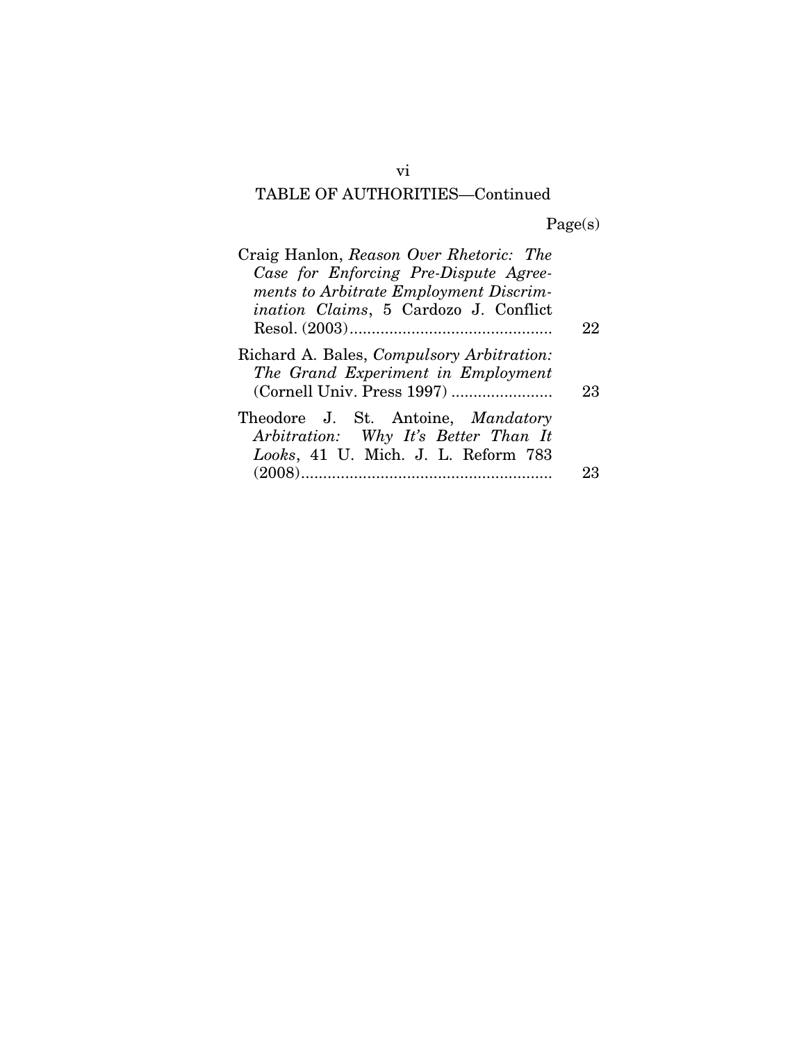TABLE OF AUTHORITIES—Continued

| | Page(s) |
|---|---|
| Craig Hanlon, *Reason Over Rhetoric: The Case for Enforcing Pre-Dispute Agreements to Arbitrate Employment Discrimination Claims*, 5 Cardozo J. Conflict Resol. (2003) | 22 |
| Richard A. Bales, *Compulsory Arbitration: The Grand Experiment in Employment* (Cornell Univ. Press 1997) | 23 |
| Theodore J. St. Antoine, *Mandatory Arbitration: Why It's Better Than It Looks*, 41 U. Mich. J. L. Reform 783 (2008) | 23 |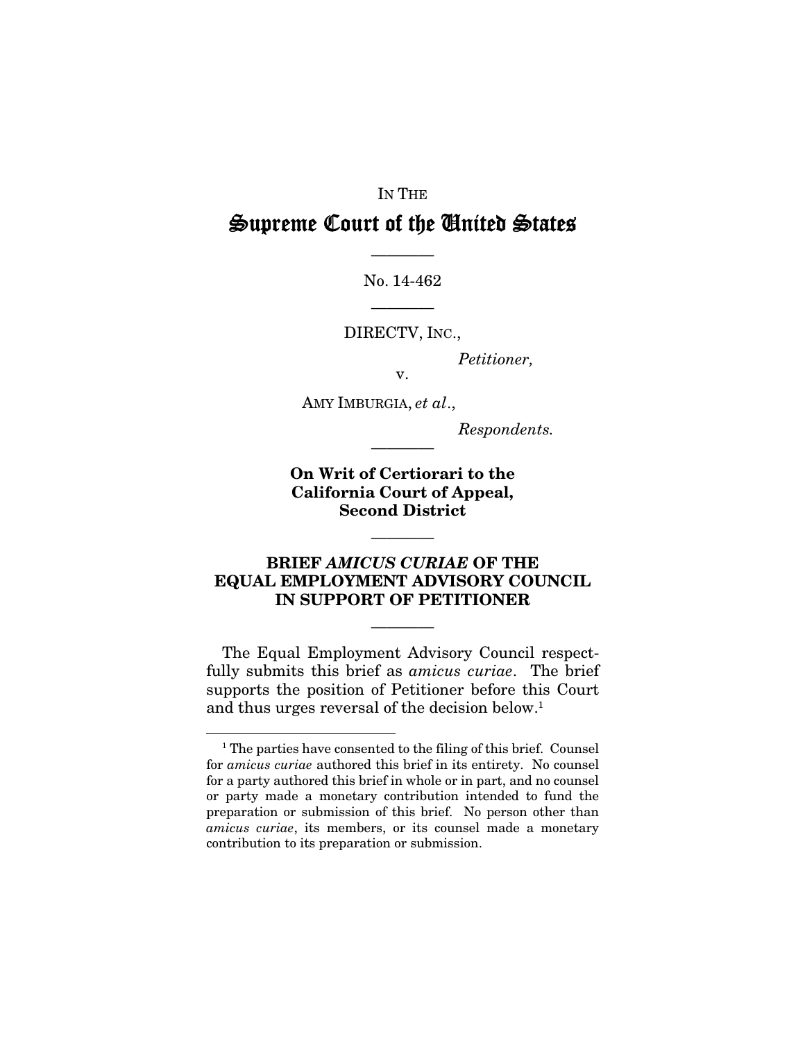IN THE

# Supreme Court of the United States

---

No. 14-462

---

DIRECTV, INC.,

*Petitioner,*

v.

AMY IMBURGIA, *et al*.,

*Respondents.*

---

**On Writ of Certiorari to the California Court of Appeal, Second District**

---

## BRIEF *AMICUS CURIAE* OF THE EQUAL EMPLOYMENT ADVISORY COUNCIL IN SUPPORT OF PETITIONER

---

The Equal Employment Advisory Council respectfully submits this brief as *amicus curiae*. The brief supports the position of Petitioner before this Court and thus urges reversal of the decision below.[1]

---

[1] The parties have consented to the filing of this brief. Counsel for *amicus curiae* authored this brief in its entirety. No counsel for a party authored this brief in whole or in part, and no counsel or party made a monetary contribution intended to fund the preparation or submission of this brief. No person other than *amicus curiae*, its members, or its counsel made a monetary contribution to its preparation or submission.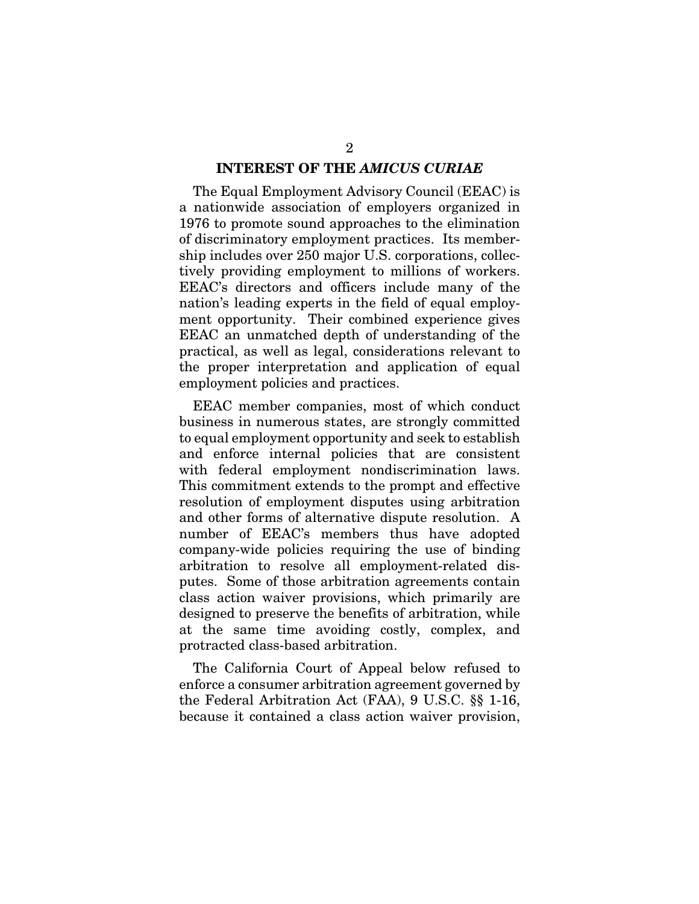## INTEREST OF THE *AMICUS CURIAE*

The Equal Employment Advisory Council (EEAC) is a nationwide association of employers organized in 1976 to promote sound approaches to the elimination of discriminatory employment practices. Its membership includes over 250 major U.S. corporations, collectively providing employment to millions of workers. EEAC's directors and officers include many of the nation's leading experts in the field of equal employment opportunity. Their combined experience gives EEAC an unmatched depth of understanding of the practical, as well as legal, considerations relevant to the proper interpretation and application of equal employment policies and practices.

EEAC member companies, most of which conduct business in numerous states, are strongly committed to equal employment opportunity and seek to establish and enforce internal policies that are consistent with federal employment nondiscrimination laws. This commitment extends to the prompt and effective resolution of employment disputes using arbitration and other forms of alternative dispute resolution. A number of EEAC's members thus have adopted company-wide policies requiring the use of binding arbitration to resolve all employment-related disputes. Some of those arbitration agreements contain class action waiver provisions, which primarily are designed to preserve the benefits of arbitration, while at the same time avoiding costly, complex, and protracted class-based arbitration.

The California Court of Appeal below refused to enforce a consumer arbitration agreement governed by the Federal Arbitration Act (FAA), 9 U.S.C. §§ 1-16, because it contained a class action waiver provision,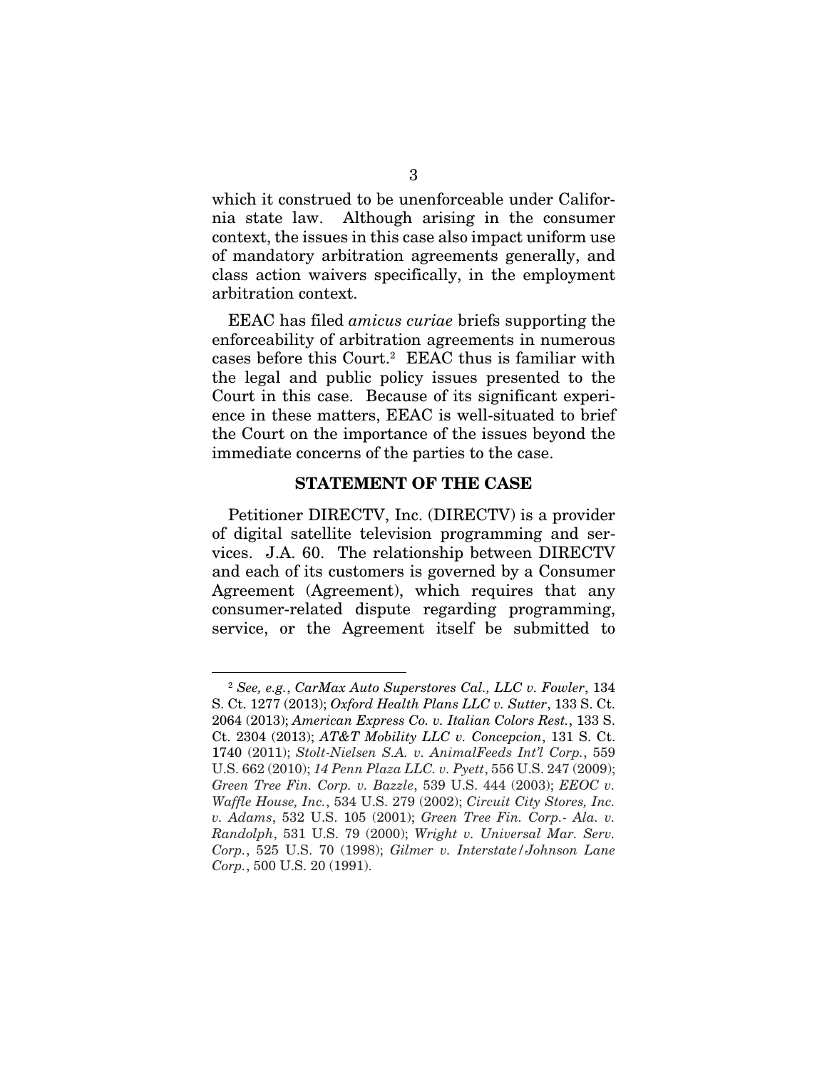which it construed to be unenforceable under California state law. Although arising in the consumer context, the issues in this case also impact uniform use of mandatory arbitration agreements generally, and class action waivers specifically, in the employment arbitration context.

EEAC has filed *amicus curiae* briefs supporting the enforceability of arbitration agreements in numerous cases before this Court.[2] EEAC thus is familiar with the legal and public policy issues presented to the Court in this case. Because of its significant experience in these matters, EEAC is well-situated to brief the Court on the importance of the issues beyond the immediate concerns of the parties to the case.

## STATEMENT OF THE CASE

Petitioner DIRECTV, Inc. (DIRECTV) is a provider of digital satellite television programming and services. J.A. 60. The relationship between DIRECTV and each of its customers is governed by a Consumer Agreement (Agreement), which requires that any consumer-related dispute regarding programming, service, or the Agreement itself be submitted to

---

[2] *See, e.g.*, *CarMax Auto Superstores Cal., LLC v. Fowler*, 134 S. Ct. 1277 (2013); *Oxford Health Plans LLC v. Sutter*, 133 S. Ct. 2064 (2013); *American Express Co. v. Italian Colors Rest.*, 133 S. Ct. 2304 (2013); *AT&T Mobility LLC v. Concepcion*, 131 S. Ct. 1740 (2011); *Stolt-Nielsen S.A. v. AnimalFeeds Int'l Corp.*, 559 U.S. 662 (2010); *14 Penn Plaza LLC. v. Pyett*, 556 U.S. 247 (2009); *Green Tree Fin. Corp. v. Bazzle*, 539 U.S. 444 (2003); *EEOC v. Waffle House, Inc.*, 534 U.S. 279 (2002); *Circuit City Stores, Inc. v. Adams*, 532 U.S. 105 (2001); *Green Tree Fin. Corp.- Ala. v. Randolph*, 531 U.S. 79 (2000); *Wright v. Universal Mar. Serv. Corp.*, 525 U.S. 70 (1998); *Gilmer v. Interstate/Johnson Lane Corp.*, 500 U.S. 20 (1991).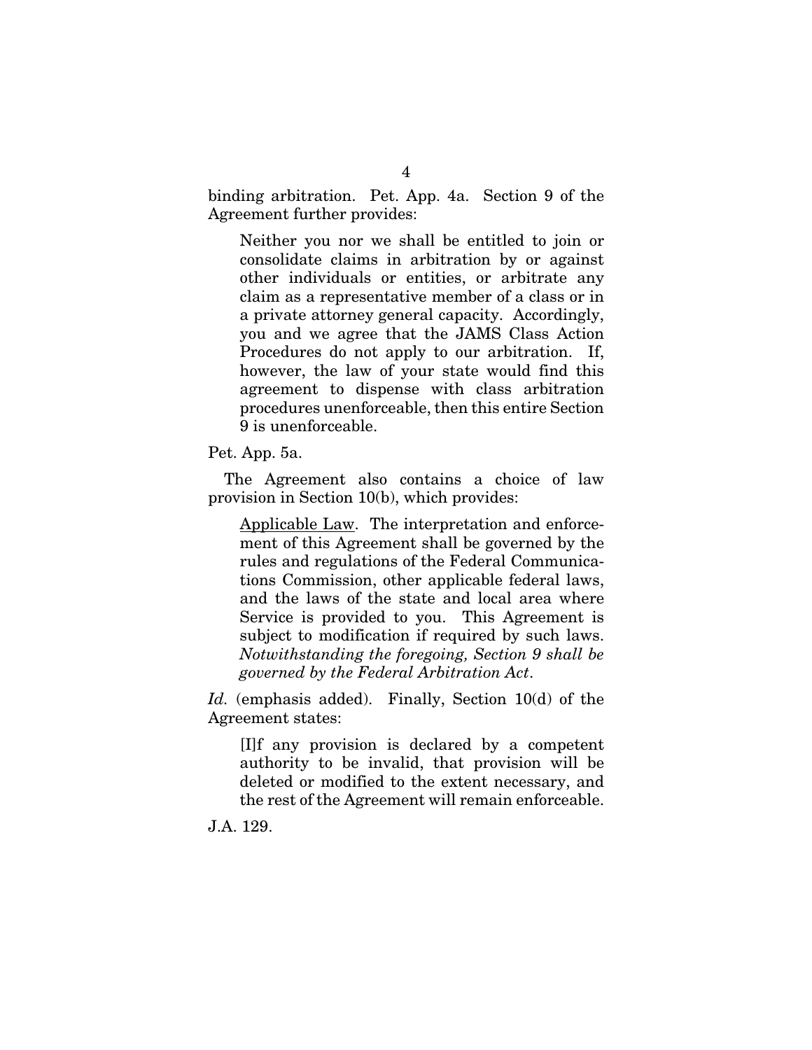binding arbitration. Pet. App. 4a. Section 9 of the Agreement further provides:

> Neither you nor we shall be entitled to join or consolidate claims in arbitration by or against other individuals or entities, or arbitrate any claim as a representative member of a class or in a private attorney general capacity. Accordingly, you and we agree that the JAMS Class Action Procedures do not apply to our arbitration. If, however, the law of your state would find this agreement to dispense with class arbitration procedures unenforceable, then this entire Section 9 is unenforceable.

Pet. App. 5a.

The Agreement also contains a choice of law provision in Section 10(b), which provides:

> Applicable Law. The interpretation and enforcement of this Agreement shall be governed by the rules and regulations of the Federal Communications Commission, other applicable federal laws, and the laws of the state and local area where Service is provided to you. This Agreement is subject to modification if required by such laws. *Notwithstanding the foregoing, Section 9 shall be governed by the Federal Arbitration Act*.

*Id.* (emphasis added). Finally, Section 10(d) of the Agreement states:

> [I]f any provision is declared by a competent authority to be invalid, that provision will be deleted or modified to the extent necessary, and the rest of the Agreement will remain enforceable.

J.A. 129.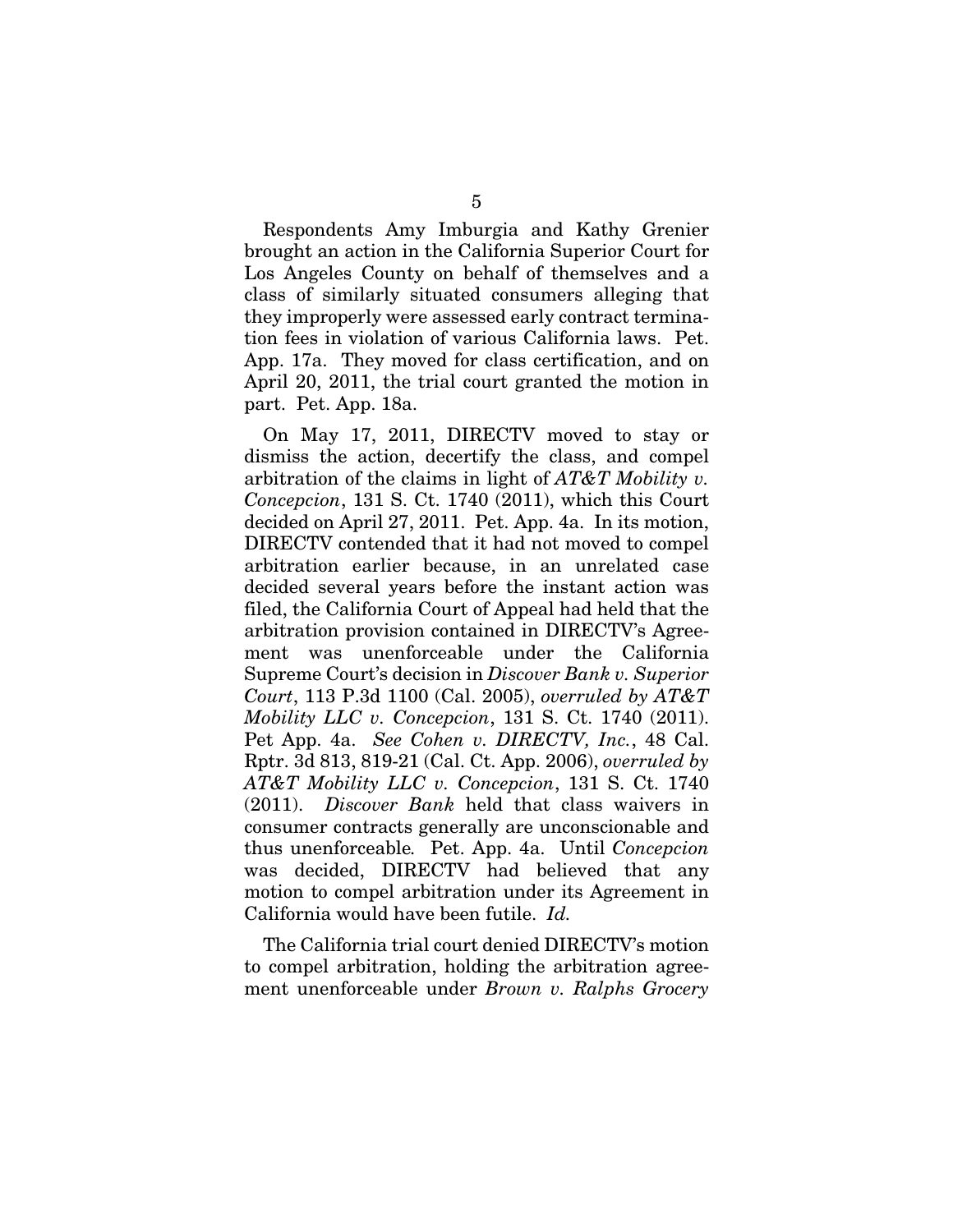Respondents Amy Imburgia and Kathy Grenier brought an action in the California Superior Court for Los Angeles County on behalf of themselves and a class of similarly situated consumers alleging that they improperly were assessed early contract termination fees in violation of various California laws. Pet. App. 17a. They moved for class certification, and on April 20, 2011, the trial court granted the motion in part. Pet. App. 18a.

On May 17, 2011, DIRECTV moved to stay or dismiss the action, decertify the class, and compel arbitration of the claims in light of *AT&T Mobility v. Concepcion*, 131 S. Ct. 1740 (2011), which this Court decided on April 27, 2011. Pet. App. 4a. In its motion, DIRECTV contended that it had not moved to compel arbitration earlier because, in an unrelated case decided several years before the instant action was filed, the California Court of Appeal had held that the arbitration provision contained in DIRECTV's Agreement was unenforceable under the California Supreme Court's decision in *Discover Bank v. Superior Court*, 113 P.3d 1100 (Cal. 2005), *overruled by AT&T Mobility LLC v. Concepcion*, 131 S. Ct. 1740 (2011). Pet App. 4a. *See Cohen v. DIRECTV, Inc.*, 48 Cal. Rptr. 3d 813, 819-21 (Cal. Ct. App. 2006), *overruled by AT&T Mobility LLC v. Concepcion*, 131 S. Ct. 1740 (2011). *Discover Bank* held that class waivers in consumer contracts generally are unconscionable and thus unenforceable. Pet. App. 4a. Until *Concepcion* was decided, DIRECTV had believed that any motion to compel arbitration under its Agreement in California would have been futile. *Id.*

The California trial court denied DIRECTV's motion to compel arbitration, holding the arbitration agreement unenforceable under *Brown v. Ralphs Grocery*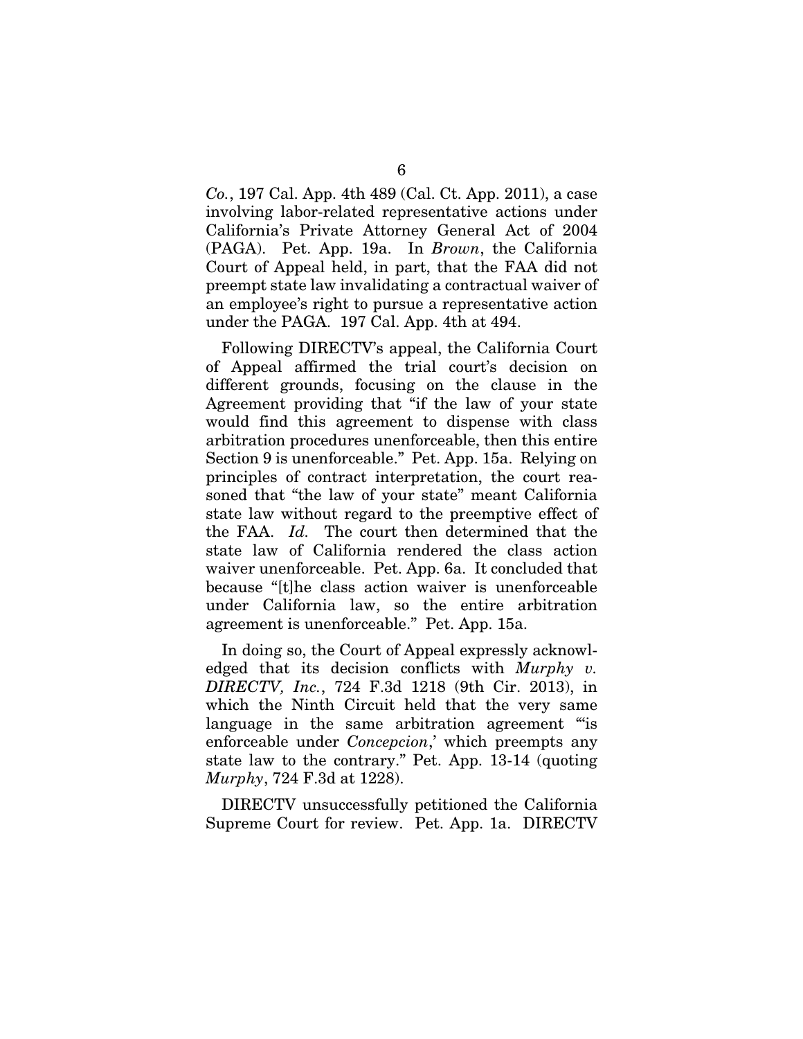*Co.*, 197 Cal. App. 4th 489 (Cal. Ct. App. 2011), a case involving labor-related representative actions under California's Private Attorney General Act of 2004 (PAGA). Pet. App. 19a. In *Brown*, the California Court of Appeal held, in part, that the FAA did not preempt state law invalidating a contractual waiver of an employee's right to pursue a representative action under the PAGA. 197 Cal. App. 4th at 494.

Following DIRECTV's appeal, the California Court of Appeal affirmed the trial court's decision on different grounds, focusing on the clause in the Agreement providing that "if the law of your state would find this agreement to dispense with class arbitration procedures unenforceable, then this entire Section 9 is unenforceable." Pet. App. 15a. Relying on principles of contract interpretation, the court reasoned that "the law of your state" meant California state law without regard to the preemptive effect of the FAA. *Id.* The court then determined that the state law of California rendered the class action waiver unenforceable. Pet. App. 6a. It concluded that because "[t]he class action waiver is unenforceable under California law, so the entire arbitration agreement is unenforceable." Pet. App. 15a.

In doing so, the Court of Appeal expressly acknowledged that its decision conflicts with *Murphy v. DIRECTV, Inc.*, 724 F.3d 1218 (9th Cir. 2013), in which the Ninth Circuit held that the very same language in the same arbitration agreement "'is enforceable under *Concepcion*,' which preempts any state law to the contrary." Pet. App. 13-14 (quoting *Murphy*, 724 F.3d at 1228).

DIRECTV unsuccessfully petitioned the California Supreme Court for review. Pet. App. 1a. DIRECTV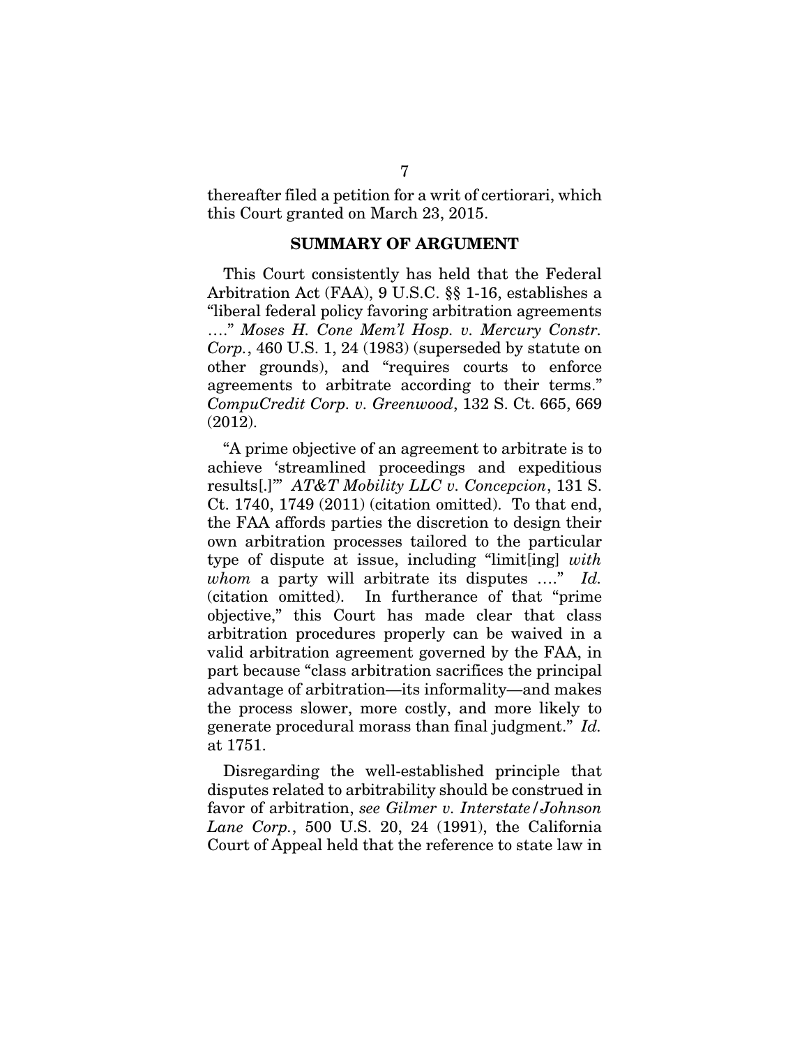thereafter filed a petition for a writ of certiorari, which this Court granted on March 23, 2015.

## SUMMARY OF ARGUMENT

This Court consistently has held that the Federal Arbitration Act (FAA), 9 U.S.C. §§ 1-16, establishes a "liberal federal policy favoring arbitration agreements …." *Moses H. Cone Mem'l Hosp. v. Mercury Constr. Corp.*, 460 U.S. 1, 24 (1983) (superseded by statute on other grounds), and "requires courts to enforce agreements to arbitrate according to their terms." *CompuCredit Corp. v. Greenwood*, 132 S. Ct. 665, 669 (2012).

"A prime objective of an agreement to arbitrate is to achieve 'streamlined proceedings and expeditious results[.]'" *AT&T Mobility LLC v. Concepcion*, 131 S. Ct. 1740, 1749 (2011) (citation omitted). To that end, the FAA affords parties the discretion to design their own arbitration processes tailored to the particular type of dispute at issue, including "limit[ing] *with whom* a party will arbitrate its disputes …." *Id.* (citation omitted). In furtherance of that "prime objective," this Court has made clear that class arbitration procedures properly can be waived in a valid arbitration agreement governed by the FAA, in part because "class arbitration sacrifices the principal advantage of arbitration—its informality—and makes the process slower, more costly, and more likely to generate procedural morass than final judgment." *Id.* at 1751.

Disregarding the well-established principle that disputes related to arbitrability should be construed in favor of arbitration, *see Gilmer v. Interstate/Johnson Lane Corp.*, 500 U.S. 20, 24 (1991), the California Court of Appeal held that the reference to state law in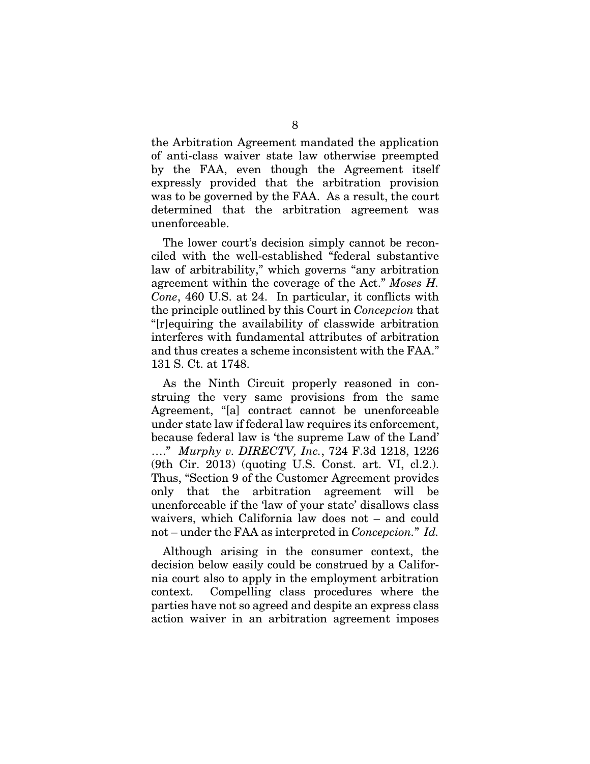the Arbitration Agreement mandated the application of anti-class waiver state law otherwise preempted by the FAA, even though the Agreement itself expressly provided that the arbitration provision was to be governed by the FAA. As a result, the court determined that the arbitration agreement was unenforceable.

The lower court's decision simply cannot be reconciled with the well-established "federal substantive law of arbitrability," which governs "any arbitration agreement within the coverage of the Act." *Moses H. Cone*, 460 U.S. at 24. In particular, it conflicts with the principle outlined by this Court in *Concepcion* that "[r]equiring the availability of classwide arbitration interferes with fundamental attributes of arbitration and thus creates a scheme inconsistent with the FAA." 131 S. Ct. at 1748.

As the Ninth Circuit properly reasoned in construing the very same provisions from the same Agreement, "[a] contract cannot be unenforceable under state law if federal law requires its enforcement, because federal law is 'the supreme Law of the Land' …." *Murphy v. DIRECTV, Inc.*, 724 F.3d 1218, 1226 (9th Cir. 2013) (quoting U.S. Const. art. VI, cl.2.). Thus, "Section 9 of the Customer Agreement provides only that the arbitration agreement will be unenforceable if the 'law of your state' disallows class waivers, which California law does not – and could not – under the FAA as interpreted in *Concepcion*." *Id.*

Although arising in the consumer context, the decision below easily could be construed by a California court also to apply in the employment arbitration context. Compelling class procedures where the parties have not so agreed and despite an express class action waiver in an arbitration agreement imposes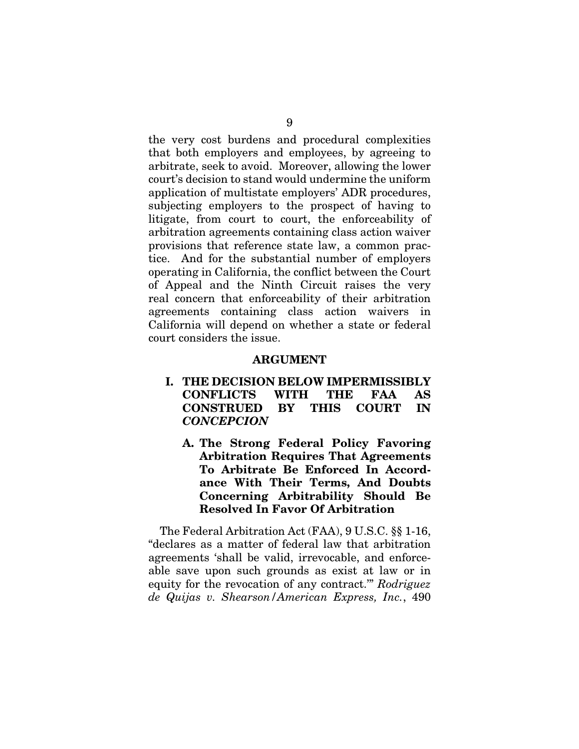the very cost burdens and procedural complexities that both employers and employees, by agreeing to arbitrate, seek to avoid. Moreover, allowing the lower court's decision to stand would undermine the uniform application of multistate employers' ADR procedures, subjecting employers to the prospect of having to litigate, from court to court, the enforceability of arbitration agreements containing class action waiver provisions that reference state law, a common practice. And for the substantial number of employers operating in California, the conflict between the Court of Appeal and the Ninth Circuit raises the very real concern that enforceability of their arbitration agreements containing class action waivers in California will depend on whether a state or federal court considers the issue.

## ARGUMENT

### I. THE DECISION BELOW IMPERMISSIBLY CONFLICTS WITH THE FAA AS CONSTRUED BY THIS COURT IN *CONCEPCION*

#### A. The Strong Federal Policy Favoring Arbitration Requires That Agreements To Arbitrate Be Enforced In Accordance With Their Terms, And Doubts Concerning Arbitrability Should Be Resolved In Favor Of Arbitration

The Federal Arbitration Act (FAA), 9 U.S.C. §§ 1-16, "declares as a matter of federal law that arbitration agreements 'shall be valid, irrevocable, and enforceable save upon such grounds as exist at law or in equity for the revocation of any contract.'" *Rodriguez de Quijas v. Shearson/American Express, Inc.*, 490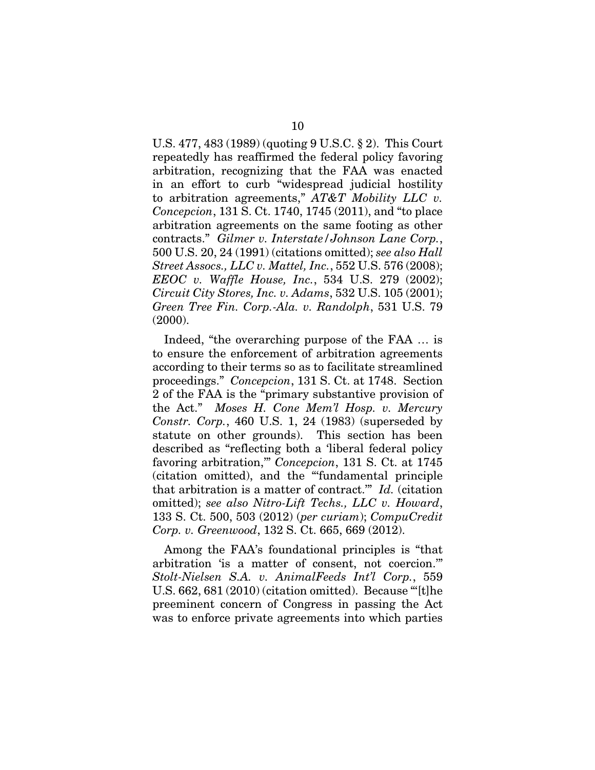U.S. 477, 483 (1989) (quoting 9 U.S.C. § 2). This Court repeatedly has reaffirmed the federal policy favoring arbitration, recognizing that the FAA was enacted in an effort to curb "widespread judicial hostility to arbitration agreements," *AT&T Mobility LLC v. Concepcion*, 131 S. Ct. 1740, 1745 (2011), and "to place arbitration agreements on the same footing as other contracts." *Gilmer v. Interstate/Johnson Lane Corp.*, 500 U.S. 20, 24 (1991) (citations omitted); *see also Hall Street Assocs., LLC v. Mattel, Inc.*, 552 U.S. 576 (2008); *EEOC v. Waffle House, Inc.*, 534 U.S. 279 (2002); *Circuit City Stores, Inc. v. Adams*, 532 U.S. 105 (2001); *Green Tree Fin. Corp.-Ala. v. Randolph*, 531 U.S. 79 (2000).

Indeed, "the overarching purpose of the FAA … is to ensure the enforcement of arbitration agreements according to their terms so as to facilitate streamlined proceedings." *Concepcion*, 131 S. Ct. at 1748. Section 2 of the FAA is the "primary substantive provision of the Act." *Moses H. Cone Mem'l Hosp. v. Mercury Constr. Corp.*, 460 U.S. 1, 24 (1983) (superseded by statute on other grounds). This section has been described as "reflecting both a 'liberal federal policy favoring arbitration,'" *Concepcion*, 131 S. Ct. at 1745 (citation omitted), and the "'fundamental principle that arbitration is a matter of contract.'" *Id.* (citation omitted); *see also Nitro-Lift Techs., LLC v. Howard*, 133 S. Ct. 500, 503 (2012) (*per curiam*); *CompuCredit Corp. v. Greenwood*, 132 S. Ct. 665, 669 (2012).

Among the FAA's foundational principles is "that arbitration 'is a matter of consent, not coercion.'" *Stolt-Nielsen S.A. v. AnimalFeeds Int'l Corp.*, 559 U.S. 662, 681 (2010) (citation omitted). Because "'[t]he preeminent concern of Congress in passing the Act was to enforce private agreements into which parties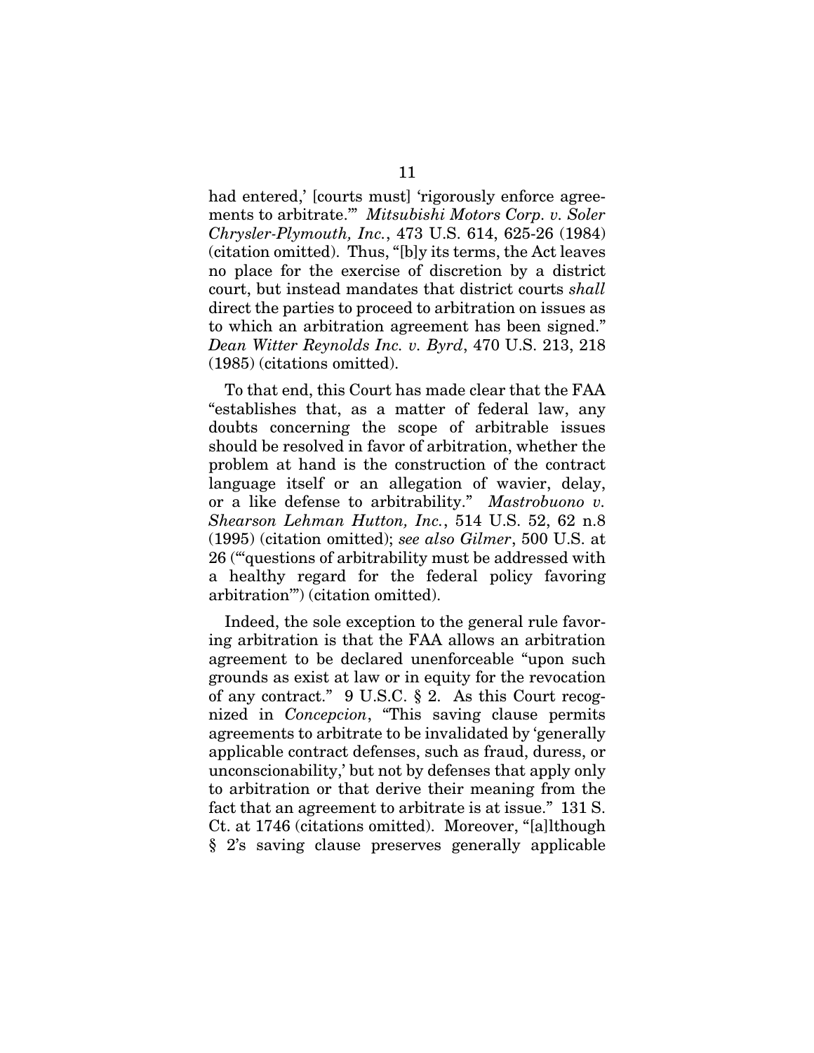had entered,' [courts must] 'rigorously enforce agreements to arbitrate.'" *Mitsubishi Motors Corp. v. Soler Chrysler-Plymouth, Inc.*, 473 U.S. 614, 625-26 (1984) (citation omitted). Thus, "[b]y its terms, the Act leaves no place for the exercise of discretion by a district court, but instead mandates that district courts *shall* direct the parties to proceed to arbitration on issues as to which an arbitration agreement has been signed." *Dean Witter Reynolds Inc. v. Byrd*, 470 U.S. 213, 218 (1985) (citations omitted).

To that end, this Court has made clear that the FAA "establishes that, as a matter of federal law, any doubts concerning the scope of arbitrable issues should be resolved in favor of arbitration, whether the problem at hand is the construction of the contract language itself or an allegation of wavier, delay, or a like defense to arbitrability." *Mastrobuono v. Shearson Lehman Hutton, Inc.*, 514 U.S. 52, 62 n.8 (1995) (citation omitted); *see also Gilmer*, 500 U.S. at 26 ("'questions of arbitrability must be addressed with a healthy regard for the federal policy favoring arbitration'") (citation omitted).

Indeed, the sole exception to the general rule favoring arbitration is that the FAA allows an arbitration agreement to be declared unenforceable "upon such grounds as exist at law or in equity for the revocation of any contract." 9 U.S.C. § 2. As this Court recognized in *Concepcion*, "This saving clause permits agreements to arbitrate to be invalidated by 'generally applicable contract defenses, such as fraud, duress, or unconscionability,' but not by defenses that apply only to arbitration or that derive their meaning from the fact that an agreement to arbitrate is at issue." 131 S. Ct. at 1746 (citations omitted). Moreover, "[a]lthough § 2's saving clause preserves generally applicable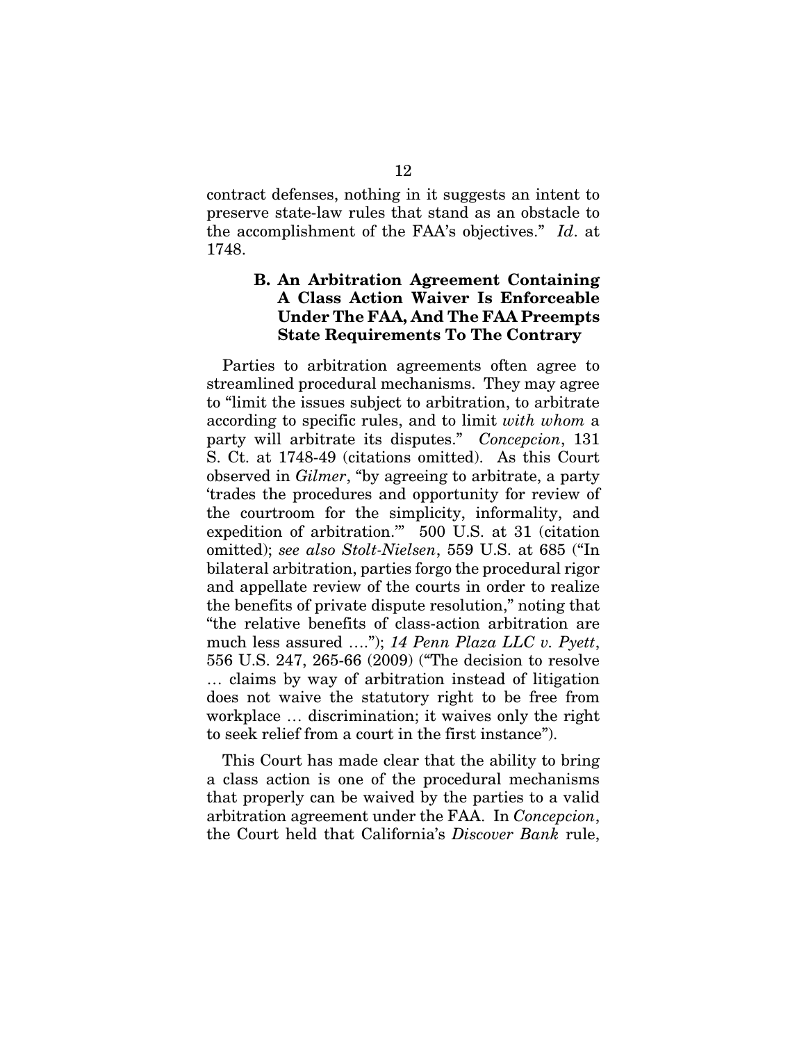contract defenses, nothing in it suggests an intent to preserve state-law rules that stand as an obstacle to the accomplishment of the FAA's objectives." *Id*. at 1748.

### B. An Arbitration Agreement Containing A Class Action Waiver Is Enforceable Under The FAA, And The FAA Preempts State Requirements To The Contrary

Parties to arbitration agreements often agree to streamlined procedural mechanisms. They may agree to "limit the issues subject to arbitration, to arbitrate according to specific rules, and to limit *with whom* a party will arbitrate its disputes." *Concepcion*, 131 S. Ct. at 1748-49 (citations omitted). As this Court observed in *Gilmer*, "by agreeing to arbitrate, a party 'trades the procedures and opportunity for review of the courtroom for the simplicity, informality, and expedition of arbitration.'" 500 U.S. at 31 (citation omitted); *see also Stolt-Nielsen*, 559 U.S. at 685 ("In bilateral arbitration, parties forgo the procedural rigor and appellate review of the courts in order to realize the benefits of private dispute resolution," noting that "the relative benefits of class-action arbitration are much less assured …."); *14 Penn Plaza LLC v. Pyett*, 556 U.S. 247, 265-66 (2009) ("The decision to resolve … claims by way of arbitration instead of litigation does not waive the statutory right to be free from workplace … discrimination; it waives only the right to seek relief from a court in the first instance").

This Court has made clear that the ability to bring a class action is one of the procedural mechanisms that properly can be waived by the parties to a valid arbitration agreement under the FAA. In *Concepcion*, the Court held that California's *Discover Bank* rule,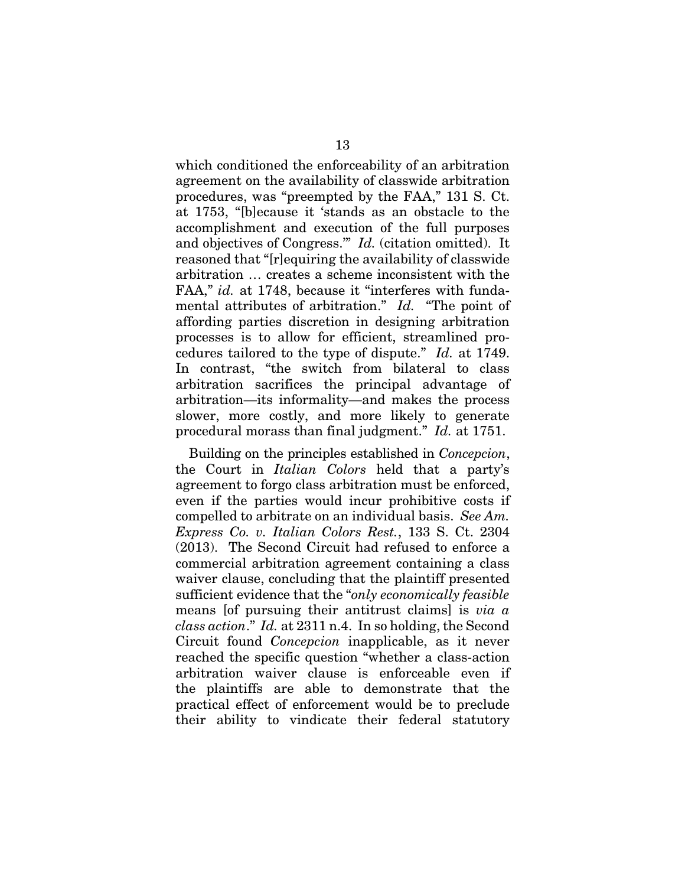which conditioned the enforceability of an arbitration agreement on the availability of classwide arbitration procedures, was "preempted by the FAA," 131 S. Ct. at 1753, "[b]ecause it 'stands as an obstacle to the accomplishment and execution of the full purposes and objectives of Congress.'" *Id.* (citation omitted). It reasoned that "[r]equiring the availability of classwide arbitration … creates a scheme inconsistent with the FAA," *id.* at 1748, because it "interferes with fundamental attributes of arbitration." *Id.* "The point of affording parties discretion in designing arbitration processes is to allow for efficient, streamlined procedures tailored to the type of dispute." *Id.* at 1749. In contrast, "the switch from bilateral to class arbitration sacrifices the principal advantage of arbitration—its informality—and makes the process slower, more costly, and more likely to generate procedural morass than final judgment." *Id.* at 1751.

Building on the principles established in *Concepcion*, the Court in *Italian Colors* held that a party's agreement to forgo class arbitration must be enforced, even if the parties would incur prohibitive costs if compelled to arbitrate on an individual basis. *See Am. Express Co. v. Italian Colors Rest.*, 133 S. Ct. 2304 (2013). The Second Circuit had refused to enforce a commercial arbitration agreement containing a class waiver clause, concluding that the plaintiff presented sufficient evidence that the "*only economically feasible* means [of pursuing their antitrust claims] is *via a class action*." *Id.* at 2311 n.4. In so holding, the Second Circuit found *Concepcion* inapplicable, as it never reached the specific question "whether a class-action arbitration waiver clause is enforceable even if the plaintiffs are able to demonstrate that the practical effect of enforcement would be to preclude their ability to vindicate their federal statutory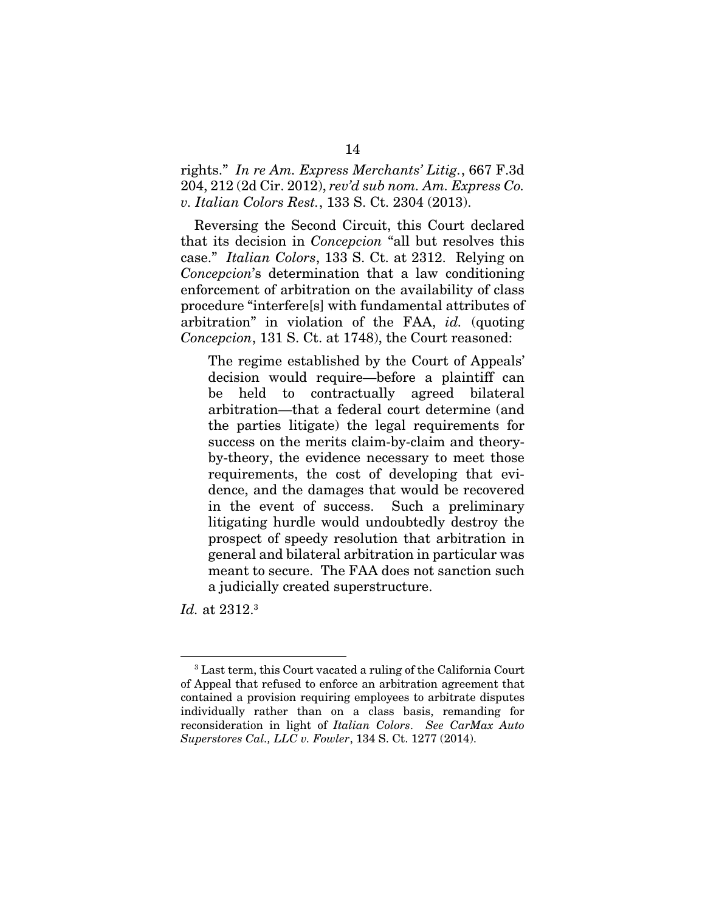rights." *In re Am. Express Merchants' Litig.*, 667 F.3d 204, 212 (2d Cir. 2012), *rev'd sub nom. Am. Express Co. v. Italian Colors Rest.*, 133 S. Ct. 2304 (2013).

Reversing the Second Circuit, this Court declared that its decision in *Concepcion* "all but resolves this case." *Italian Colors*, 133 S. Ct. at 2312. Relying on *Concepcion*'s determination that a law conditioning enforcement of arbitration on the availability of class procedure "interfere[s] with fundamental attributes of arbitration" in violation of the FAA, *id.* (quoting *Concepcion*, 131 S. Ct. at 1748), the Court reasoned:

> The regime established by the Court of Appeals' decision would require—before a plaintiff can be held to contractually agreed bilateral arbitration—that a federal court determine (and the parties litigate) the legal requirements for success on the merits claim-by-claim and theory-by-theory, the evidence necessary to meet those requirements, the cost of developing that evidence, and the damages that would be recovered in the event of success. Such a preliminary litigating hurdle would undoubtedly destroy the prospect of speedy resolution that arbitration in general and bilateral arbitration in particular was meant to secure. The FAA does not sanction such a judicially created superstructure.

*Id.* at 2312.[3]

---

[3] Last term, this Court vacated a ruling of the California Court of Appeal that refused to enforce an arbitration agreement that contained a provision requiring employees to arbitrate disputes individually rather than on a class basis, remanding for reconsideration in light of *Italian Colors*. *See CarMax Auto Superstores Cal., LLC v. Fowler*, 134 S. Ct. 1277 (2014).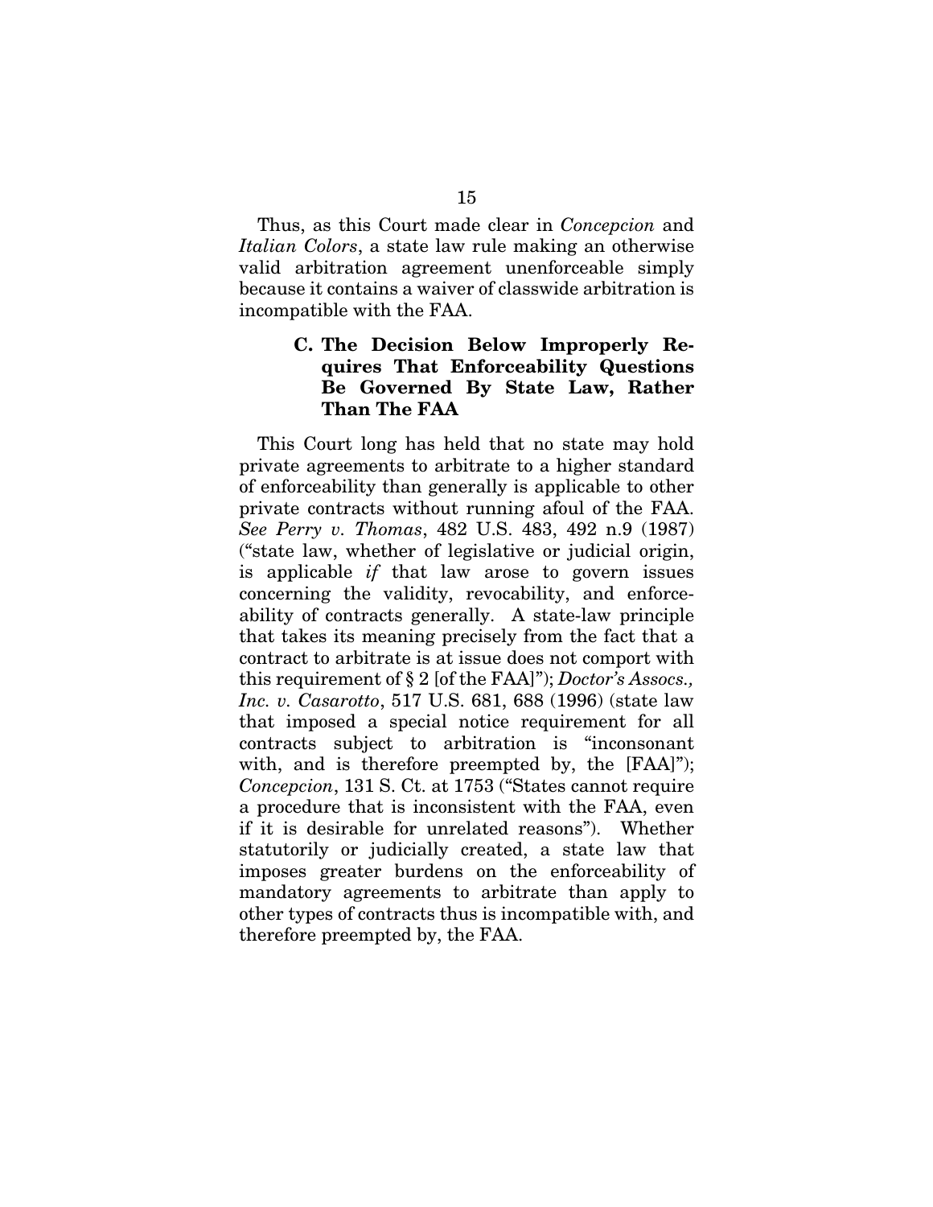Thus, as this Court made clear in *Concepcion* and *Italian Colors*, a state law rule making an otherwise valid arbitration agreement unenforceable simply because it contains a waiver of classwide arbitration is incompatible with the FAA.

### C. The Decision Below Improperly Requires That Enforceability Questions Be Governed By State Law, Rather Than The FAA

This Court long has held that no state may hold private agreements to arbitrate to a higher standard of enforceability than generally is applicable to other private contracts without running afoul of the FAA. *See Perry v. Thomas*, 482 U.S. 483, 492 n.9 (1987) ("state law, whether of legislative or judicial origin, is applicable *if* that law arose to govern issues concerning the validity, revocability, and enforceability of contracts generally. A state-law principle that takes its meaning precisely from the fact that a contract to arbitrate is at issue does not comport with this requirement of § 2 [of the FAA]"); *Doctor's Assocs., Inc. v. Casarotto*, 517 U.S. 681, 688 (1996) (state law that imposed a special notice requirement for all contracts subject to arbitration is "inconsonant with, and is therefore preempted by, the [FAA]"); *Concepcion*, 131 S. Ct. at 1753 ("States cannot require a procedure that is inconsistent with the FAA, even if it is desirable for unrelated reasons"). Whether statutorily or judicially created, a state law that imposes greater burdens on the enforceability of mandatory agreements to arbitrate than apply to other types of contracts thus is incompatible with, and therefore preempted by, the FAA.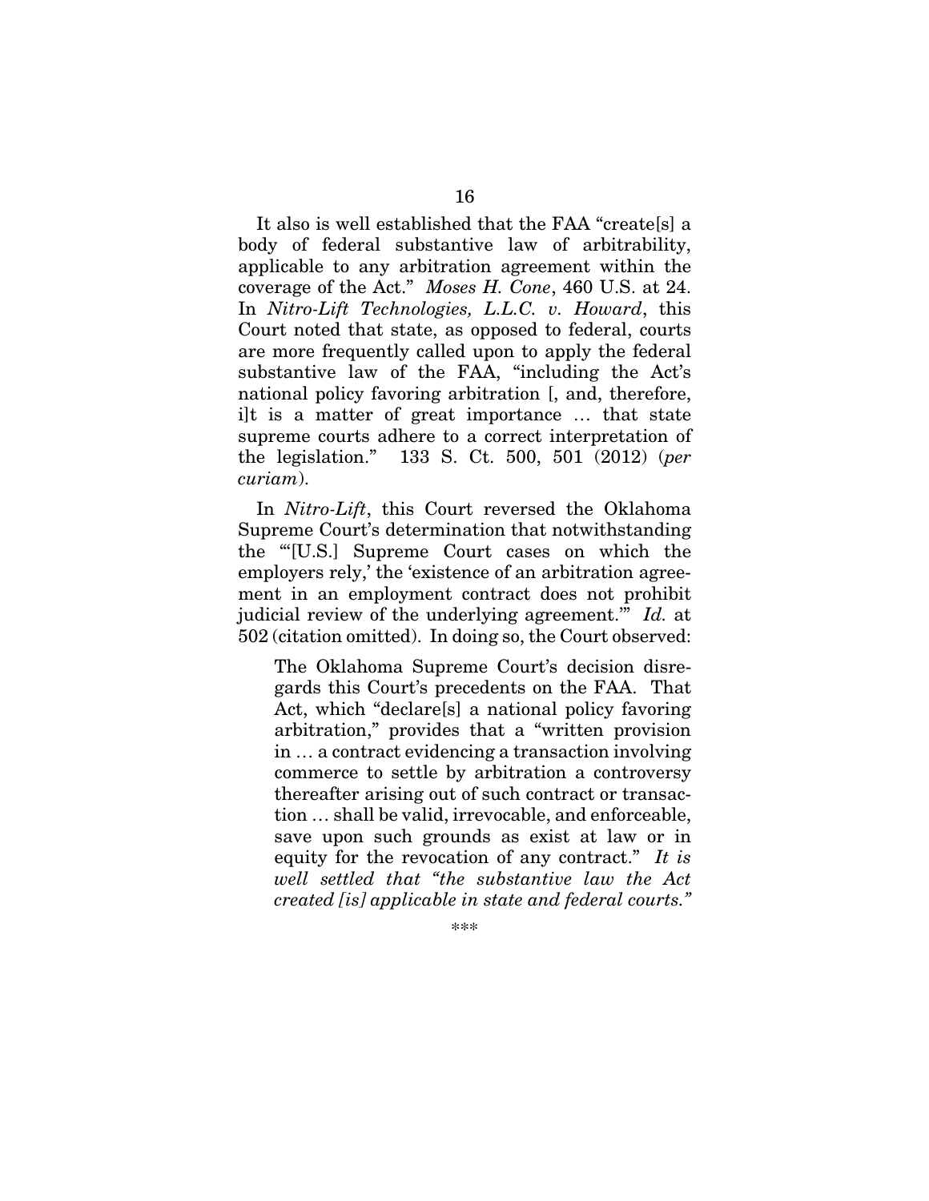It also is well established that the FAA "create[s] a body of federal substantive law of arbitrability, applicable to any arbitration agreement within the coverage of the Act." *Moses H. Cone*, 460 U.S. at 24. In *Nitro-Lift Technologies, L.L.C. v. Howard*, this Court noted that state, as opposed to federal, courts are more frequently called upon to apply the federal substantive law of the FAA, "including the Act's national policy favoring arbitration [, and, therefore, i]t is a matter of great importance … that state supreme courts adhere to a correct interpretation of the legislation." 133 S. Ct. 500, 501 (2012) (*per curiam*).

In *Nitro-Lift*, this Court reversed the Oklahoma Supreme Court's determination that notwithstanding the "'[U.S.] Supreme Court cases on which the employers rely,' the 'existence of an arbitration agreement in an employment contract does not prohibit judicial review of the underlying agreement.'" *Id.* at 502 (citation omitted). In doing so, the Court observed:

> The Oklahoma Supreme Court's decision disregards this Court's precedents on the FAA. That Act, which "declare[s] a national policy favoring arbitration," provides that a "written provision in … a contract evidencing a transaction involving commerce to settle by arbitration a controversy thereafter arising out of such contract or transaction … shall be valid, irrevocable, and enforceable, save upon such grounds as exist at law or in equity for the revocation of any contract." *It is well settled that "the substantive law the Act created [is] applicable in state and federal courts."*
>
> \*\*\*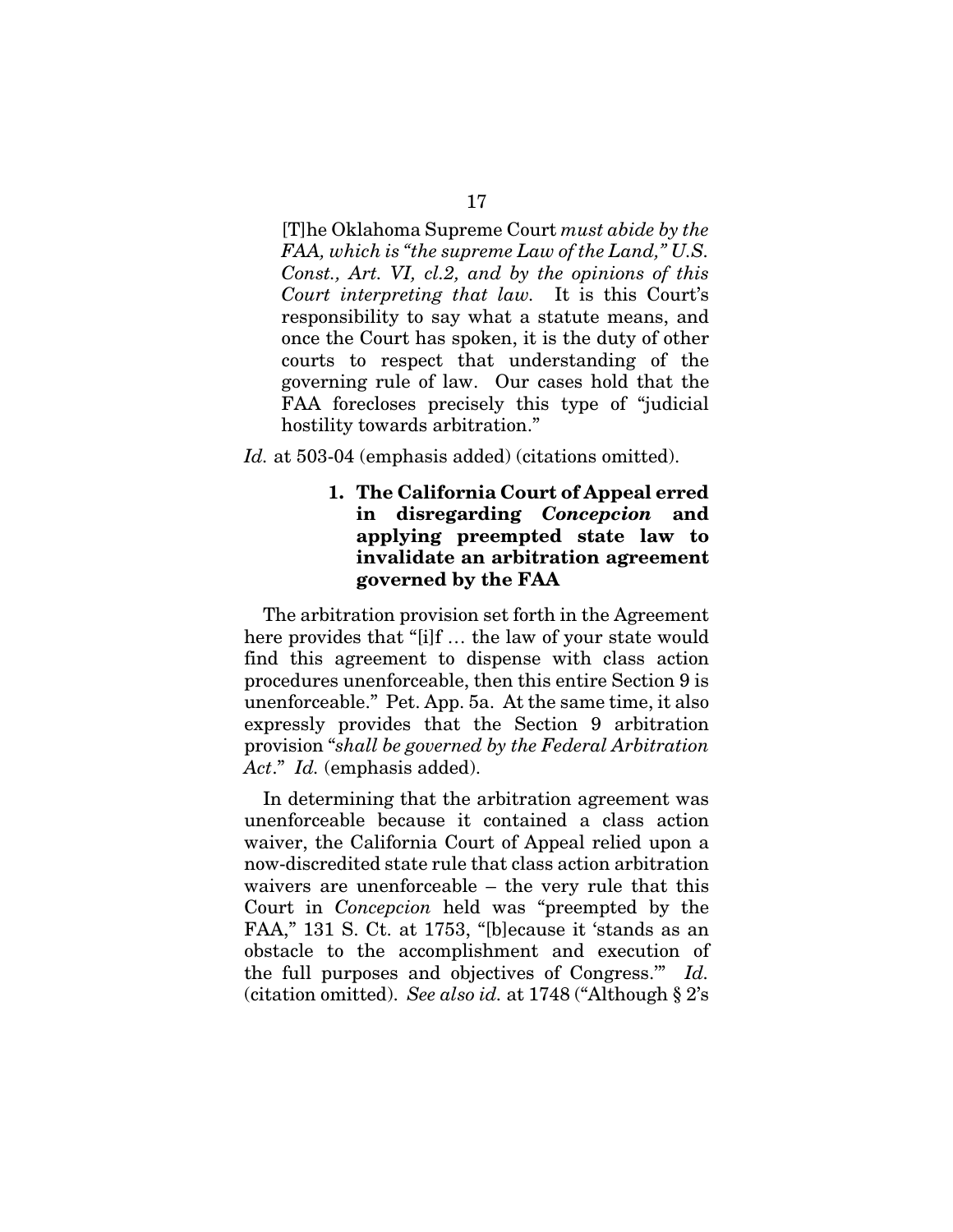> [T]he Oklahoma Supreme Court *must abide by the FAA, which is "the supreme Law of the Land," U.S. Const., Art. VI, cl.2, and by the opinions of this Court interpreting that law.* It is this Court's responsibility to say what a statute means, and once the Court has spoken, it is the duty of other courts to respect that understanding of the governing rule of law. Our cases hold that the FAA forecloses precisely this type of "judicial hostility towards arbitration."

*Id.* at 503-04 (emphasis added) (citations omitted).

### 1. The California Court of Appeal erred in disregarding *Concepcion* and applying preempted state law to invalidate an arbitration agreement governed by the FAA

The arbitration provision set forth in the Agreement here provides that "[i]f … the law of your state would find this agreement to dispense with class action procedures unenforceable, then this entire Section 9 is unenforceable." Pet. App. 5a. At the same time, it also expressly provides that the Section 9 arbitration provision "*shall be governed by the Federal Arbitration Act*." *Id.* (emphasis added).

In determining that the arbitration agreement was unenforceable because it contained a class action waiver, the California Court of Appeal relied upon a now-discredited state rule that class action arbitration waivers are unenforceable – the very rule that this Court in *Concepcion* held was "preempted by the FAA," 131 S. Ct. at 1753, "[b]ecause it 'stands as an obstacle to the accomplishment and execution of the full purposes and objectives of Congress.'" *Id.* (citation omitted). *See also id.* at 1748 ("Although § 2's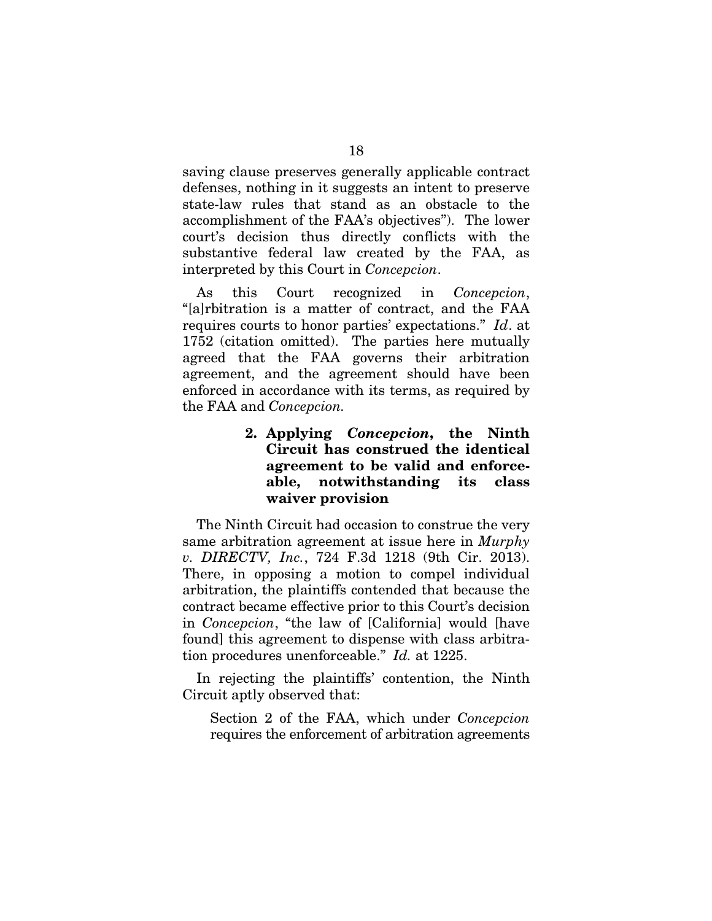saving clause preserves generally applicable contract defenses, nothing in it suggests an intent to preserve state-law rules that stand as an obstacle to the accomplishment of the FAA's objectives"). The lower court's decision thus directly conflicts with the substantive federal law created by the FAA, as interpreted by this Court in *Concepcion*.

As this Court recognized in *Concepcion*, "[a]rbitration is a matter of contract, and the FAA requires courts to honor parties' expectations." *Id*. at 1752 (citation omitted). The parties here mutually agreed that the FAA governs their arbitration agreement, and the agreement should have been enforced in accordance with its terms, as required by the FAA and *Concepcion.*

#### 2. Applying *Concepcion*, the Ninth Circuit has construed the identical agreement to be valid and enforceable, notwithstanding its class waiver provision

The Ninth Circuit had occasion to construe the very same arbitration agreement at issue here in *Murphy v. DIRECTV, Inc.*, 724 F.3d 1218 (9th Cir. 2013). There, in opposing a motion to compel individual arbitration, the plaintiffs contended that because the contract became effective prior to this Court's decision in *Concepcion*, "the law of [California] would [have found] this agreement to dispense with class arbitration procedures unenforceable." *Id.* at 1225.

In rejecting the plaintiffs' contention, the Ninth Circuit aptly observed that:

> Section 2 of the FAA, which under *Concepcion* requires the enforcement of arbitration agreements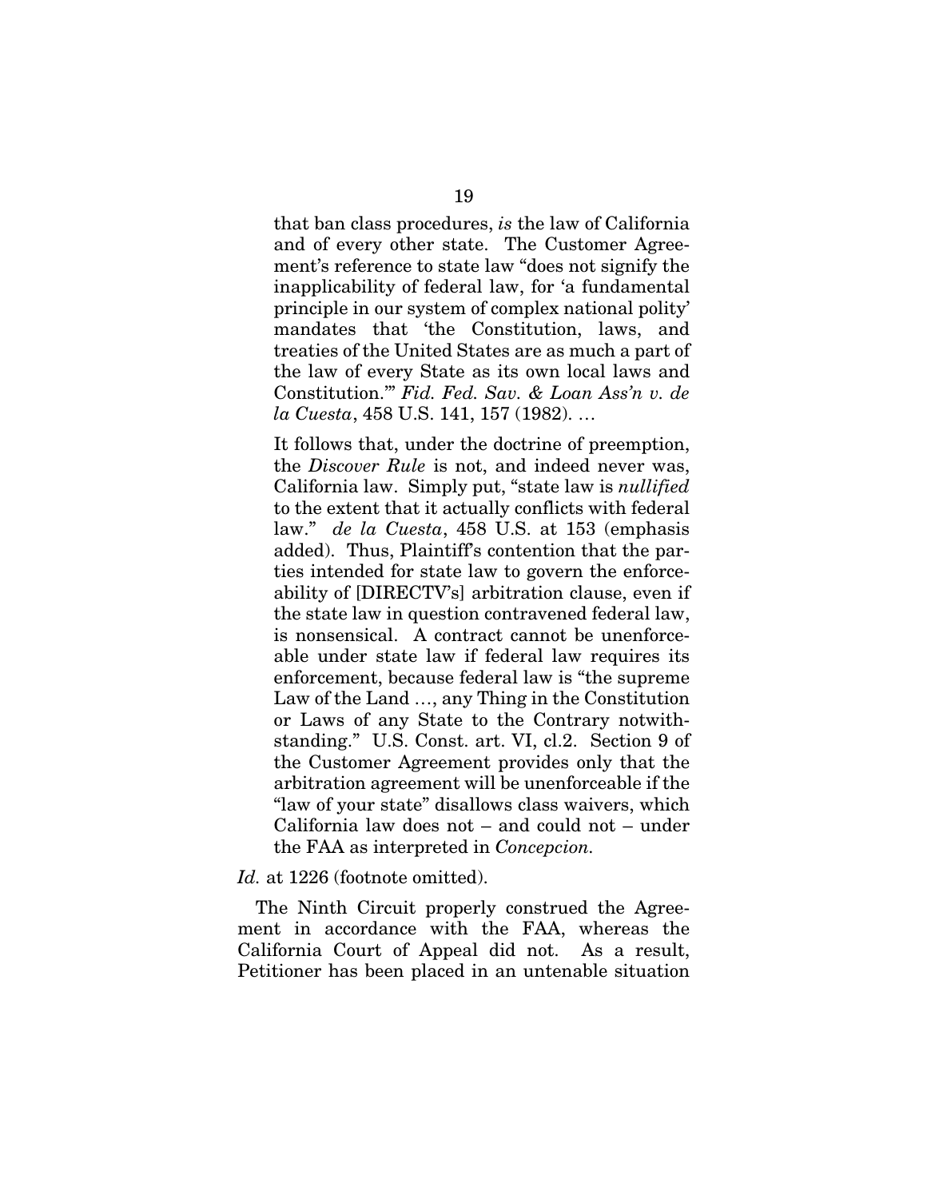> that ban class procedures, *is* the law of California and of every other state. The Customer Agreement's reference to state law "does not signify the inapplicability of federal law, for 'a fundamental principle in our system of complex national polity' mandates that 'the Constitution, laws, and treaties of the United States are as much a part of the law of every State as its own local laws and Constitution.'" *Fid. Fed. Sav. & Loan Ass'n v. de la Cuesta*, 458 U.S. 141, 157 (1982). …
>
> It follows that, under the doctrine of preemption, the *Discover Rule* is not, and indeed never was, California law. Simply put, "state law is *nullified* to the extent that it actually conflicts with federal law." *de la Cuesta*, 458 U.S. at 153 (emphasis added). Thus, Plaintiff's contention that the parties intended for state law to govern the enforceability of [DIRECTV's] arbitration clause, even if the state law in question contravened federal law, is nonsensical. A contract cannot be unenforceable under state law if federal law requires its enforcement, because federal law is "the supreme Law of the Land …, any Thing in the Constitution or Laws of any State to the Contrary notwithstanding." U.S. Const. art. VI, cl.2. Section 9 of the Customer Agreement provides only that the arbitration agreement will be unenforceable if the "law of your state" disallows class waivers, which California law does not – and could not – under the FAA as interpreted in *Concepcion*.

*Id.* at 1226 (footnote omitted).

The Ninth Circuit properly construed the Agreement in accordance with the FAA, whereas the California Court of Appeal did not. As a result, Petitioner has been placed in an untenable situation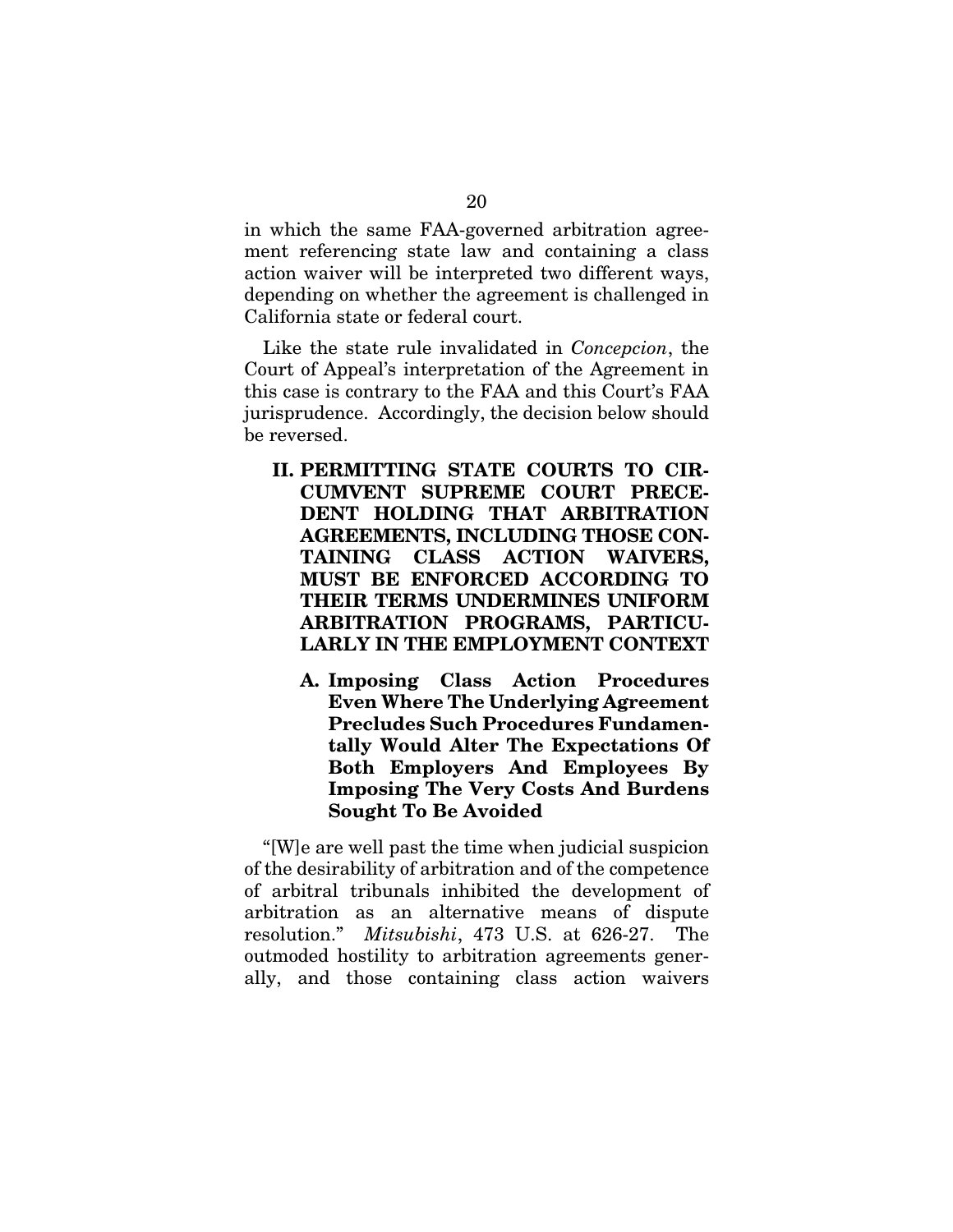in which the same FAA-governed arbitration agreement referencing state law and containing a class action waiver will be interpreted two different ways, depending on whether the agreement is challenged in California state or federal court.

Like the state rule invalidated in *Concepcion*, the Court of Appeal's interpretation of the Agreement in this case is contrary to the FAA and this Court's FAA jurisprudence. Accordingly, the decision below should be reversed.

## II. PERMITTING STATE COURTS TO CIRCUMVENT SUPREME COURT PRECEDENT HOLDING THAT ARBITRATION AGREEMENTS, INCLUDING THOSE CONTAINING CLASS ACTION WAIVERS, MUST BE ENFORCED ACCORDING TO THEIR TERMS UNDERMINES UNIFORM ARBITRATION PROGRAMS, PARTICULARLY IN THE EMPLOYMENT CONTEXT

### A. Imposing Class Action Procedures Even Where The Underlying Agreement Precludes Such Procedures Fundamentally Would Alter The Expectations Of Both Employers And Employees By Imposing The Very Costs And Burdens Sought To Be Avoided

"[W]e are well past the time when judicial suspicion of the desirability of arbitration and of the competence of arbitral tribunals inhibited the development of arbitration as an alternative means of dispute resolution." *Mitsubishi*, 473 U.S. at 626-27. The outmoded hostility to arbitration agreements generally, and those containing class action waivers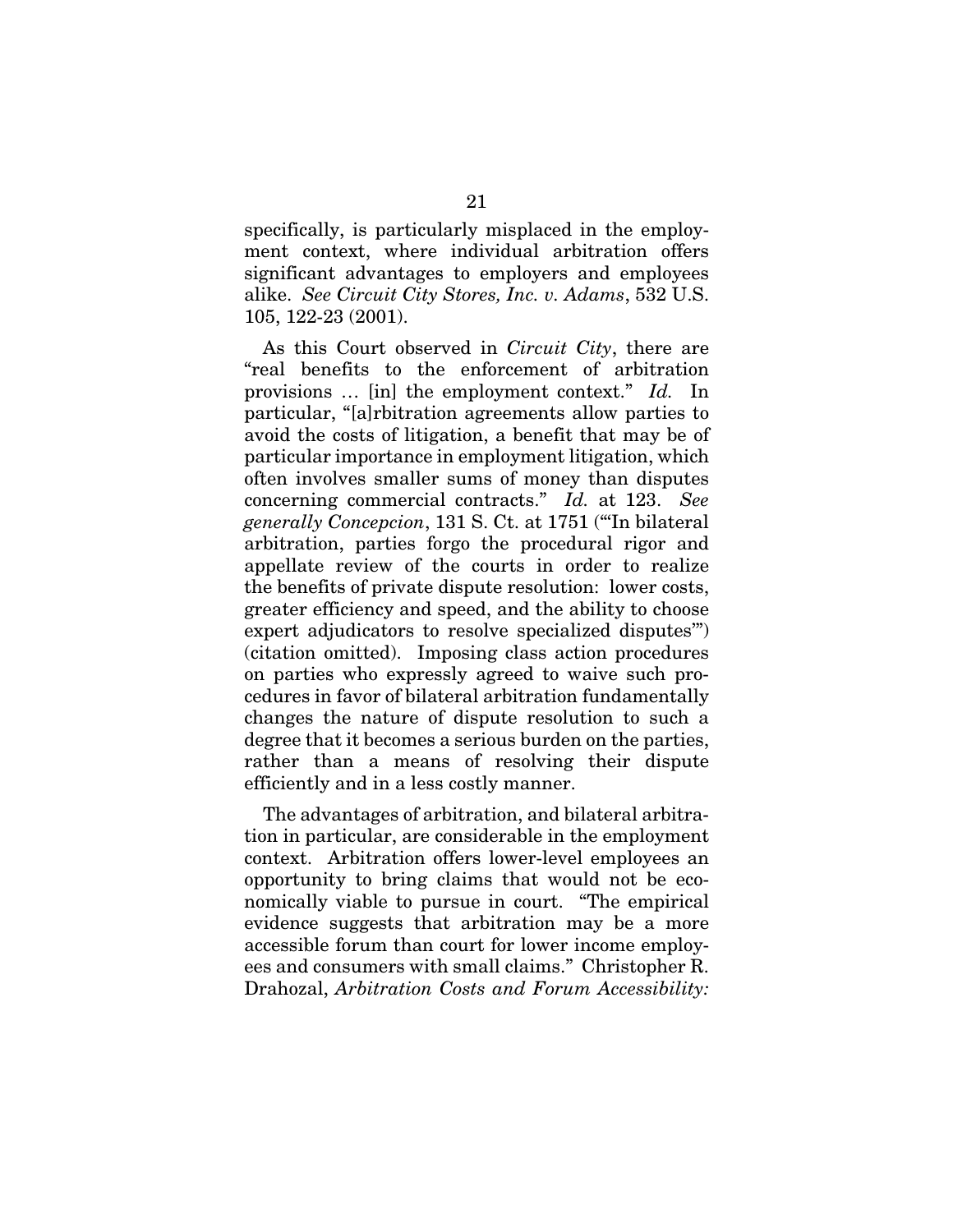specifically, is particularly misplaced in the employment context, where individual arbitration offers significant advantages to employers and employees alike. *See Circuit City Stores, Inc. v. Adams*, 532 U.S. 105, 122-23 (2001).

As this Court observed in *Circuit City*, there are "real benefits to the enforcement of arbitration provisions … [in] the employment context." *Id.* In particular, "[a]rbitration agreements allow parties to avoid the costs of litigation, a benefit that may be of particular importance in employment litigation, which often involves smaller sums of money than disputes concerning commercial contracts." *Id.* at 123. *See generally Concepcion*, 131 S. Ct. at 1751 ("'In bilateral arbitration, parties forgo the procedural rigor and appellate review of the courts in order to realize the benefits of private dispute resolution: lower costs, greater efficiency and speed, and the ability to choose expert adjudicators to resolve specialized disputes'") (citation omitted). Imposing class action procedures on parties who expressly agreed to waive such procedures in favor of bilateral arbitration fundamentally changes the nature of dispute resolution to such a degree that it becomes a serious burden on the parties, rather than a means of resolving their dispute efficiently and in a less costly manner.

The advantages of arbitration, and bilateral arbitration in particular, are considerable in the employment context. Arbitration offers lower-level employees an opportunity to bring claims that would not be economically viable to pursue in court. "The empirical evidence suggests that arbitration may be a more accessible forum than court for lower income employees and consumers with small claims." Christopher R. Drahozal, *Arbitration Costs and Forum Accessibility:*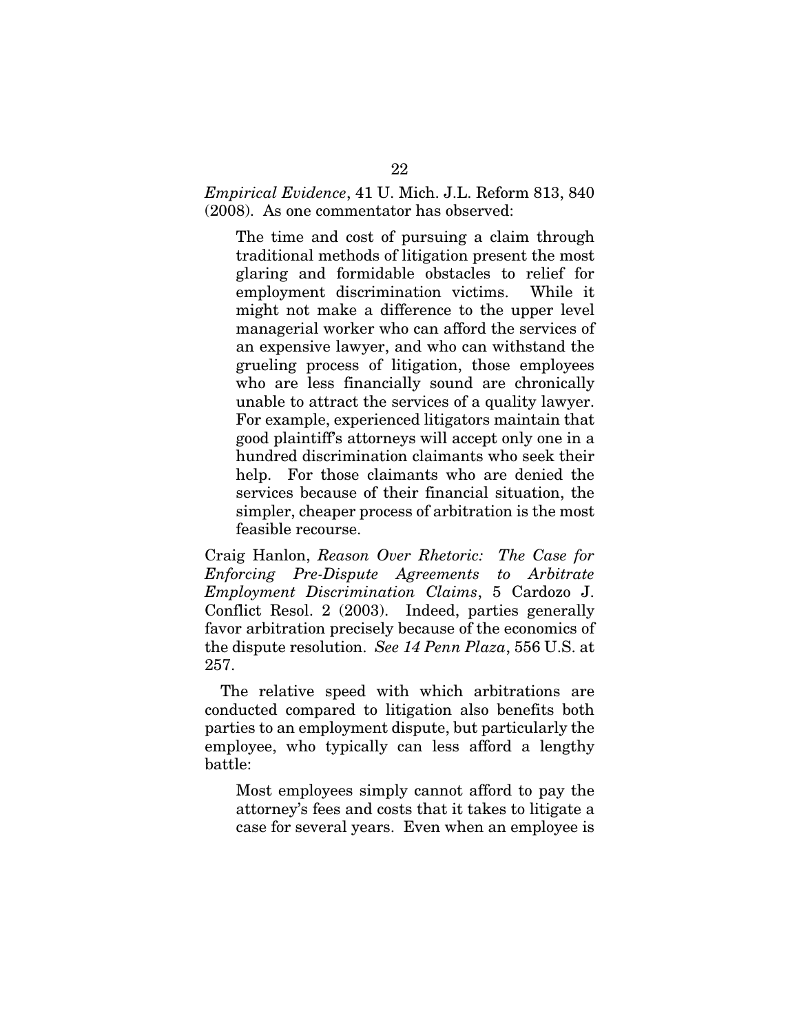*Empirical Evidence*, 41 U. Mich. J.L. Reform 813, 840 (2008). As one commentator has observed:

> The time and cost of pursuing a claim through traditional methods of litigation present the most glaring and formidable obstacles to relief for employment discrimination victims. While it might not make a difference to the upper level managerial worker who can afford the services of an expensive lawyer, and who can withstand the grueling process of litigation, those employees who are less financially sound are chronically unable to attract the services of a quality lawyer. For example, experienced litigators maintain that good plaintiff's attorneys will accept only one in a hundred discrimination claimants who seek their help. For those claimants who are denied the services because of their financial situation, the simpler, cheaper process of arbitration is the most feasible recourse.

Craig Hanlon, *Reason Over Rhetoric: The Case for Enforcing Pre-Dispute Agreements to Arbitrate Employment Discrimination Claims*, 5 Cardozo J. Conflict Resol. 2 (2003). Indeed, parties generally favor arbitration precisely because of the economics of the dispute resolution. *See 14 Penn Plaza*, 556 U.S. at 257.

The relative speed with which arbitrations are conducted compared to litigation also benefits both parties to an employment dispute, but particularly the employee, who typically can less afford a lengthy battle:

> Most employees simply cannot afford to pay the attorney's fees and costs that it takes to litigate a case for several years. Even when an employee is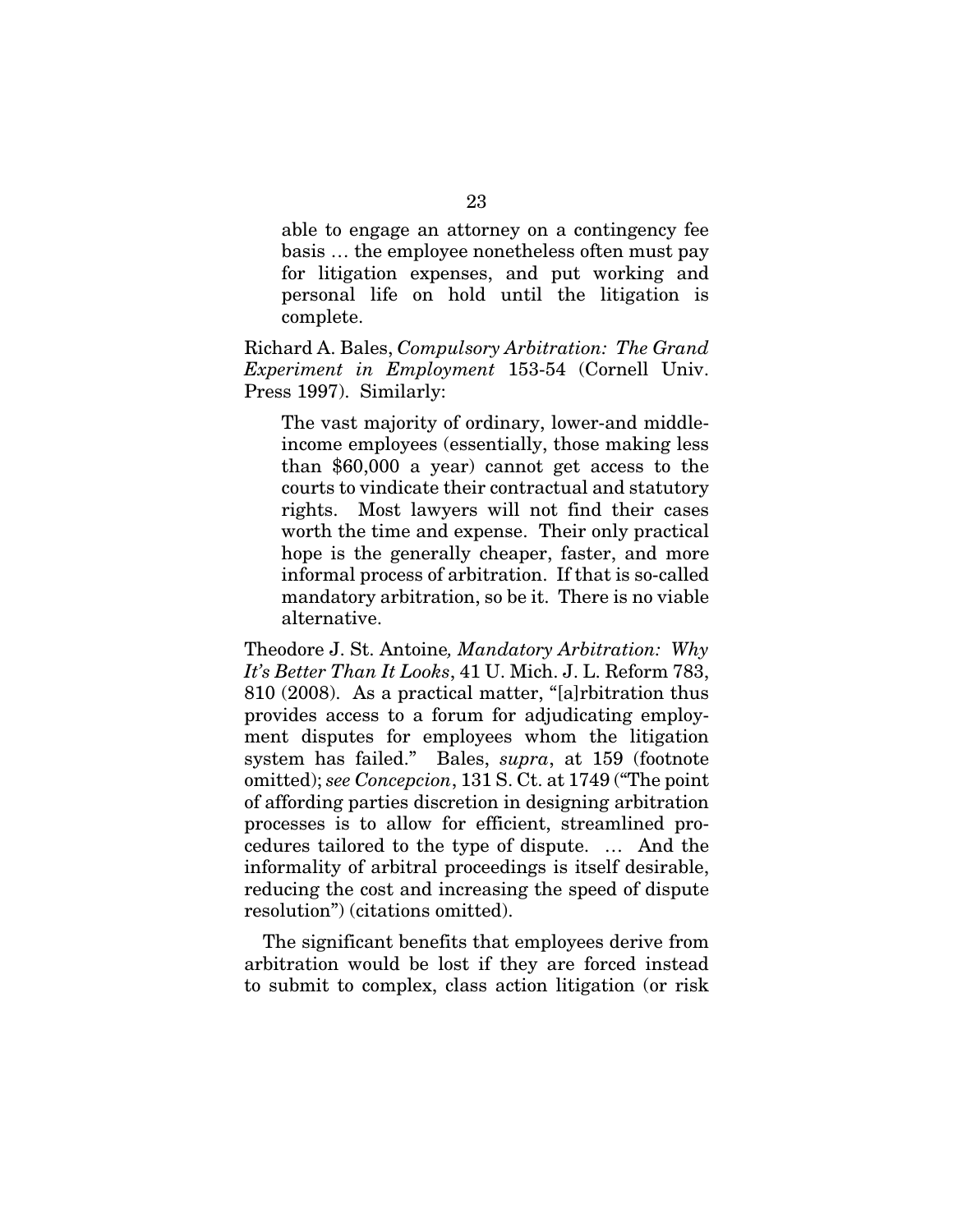> able to engage an attorney on a contingency fee basis … the employee nonetheless often must pay for litigation expenses, and put working and personal life on hold until the litigation is complete.

Richard A. Bales, *Compulsory Arbitration: The Grand Experiment in Employment* 153-54 (Cornell Univ. Press 1997). Similarly:

> The vast majority of ordinary, lower-and middle-income employees (essentially, those making less than $60,000 a year) cannot get access to the courts to vindicate their contractual and statutory rights. Most lawyers will not find their cases worth the time and expense. Their only practical hope is the generally cheaper, faster, and more informal process of arbitration. If that is so-called mandatory arbitration, so be it. There is no viable alternative.

Theodore J. St. Antoine*, Mandatory Arbitration: Why It's Better Than It Looks*, 41 U. Mich. J. L. Reform 783, 810 (2008). As a practical matter, "[a]rbitration thus provides access to a forum for adjudicating employment disputes for employees whom the litigation system has failed." Bales, *supra*, at 159 (footnote omitted); *see Concepcion*, 131 S. Ct. at 1749 ("The point of affording parties discretion in designing arbitration processes is to allow for efficient, streamlined procedures tailored to the type of dispute. … And the informality of arbitral proceedings is itself desirable, reducing the cost and increasing the speed of dispute resolution") (citations omitted).

The significant benefits that employees derive from arbitration would be lost if they are forced instead to submit to complex, class action litigation (or risk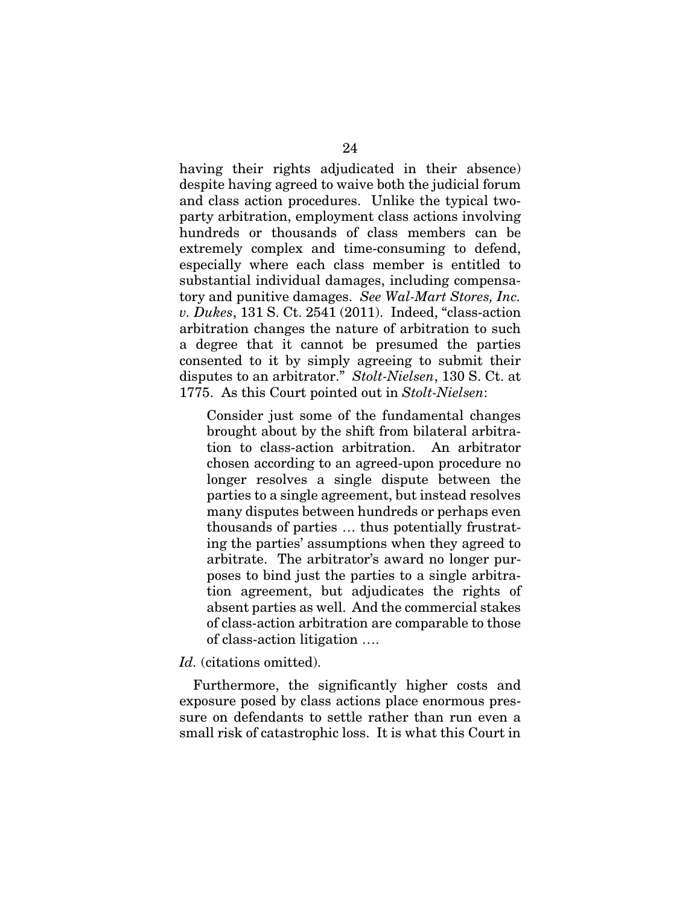having their rights adjudicated in their absence) despite having agreed to waive both the judicial forum and class action procedures. Unlike the typical two-party arbitration, employment class actions involving hundreds or thousands of class members can be extremely complex and time-consuming to defend, especially where each class member is entitled to substantial individual damages, including compensatory and punitive damages. *See Wal-Mart Stores, Inc. v. Dukes*, 131 S. Ct. 2541 (2011). Indeed, "class-action arbitration changes the nature of arbitration to such a degree that it cannot be presumed the parties consented to it by simply agreeing to submit their disputes to an arbitrator." *Stolt-Nielsen*, 130 S. Ct. at 1775. As this Court pointed out in *Stolt-Nielsen*:

> Consider just some of the fundamental changes brought about by the shift from bilateral arbitration to class-action arbitration. An arbitrator chosen according to an agreed-upon procedure no longer resolves a single dispute between the parties to a single agreement, but instead resolves many disputes between hundreds or perhaps even thousands of parties … thus potentially frustrating the parties' assumptions when they agreed to arbitrate. The arbitrator's award no longer purposes to bind just the parties to a single arbitration agreement, but adjudicates the rights of absent parties as well. And the commercial stakes of class-action arbitration are comparable to those of class-action litigation ….

*Id.* (citations omitted).

Furthermore, the significantly higher costs and exposure posed by class actions place enormous pressure on defendants to settle rather than run even a small risk of catastrophic loss. It is what this Court in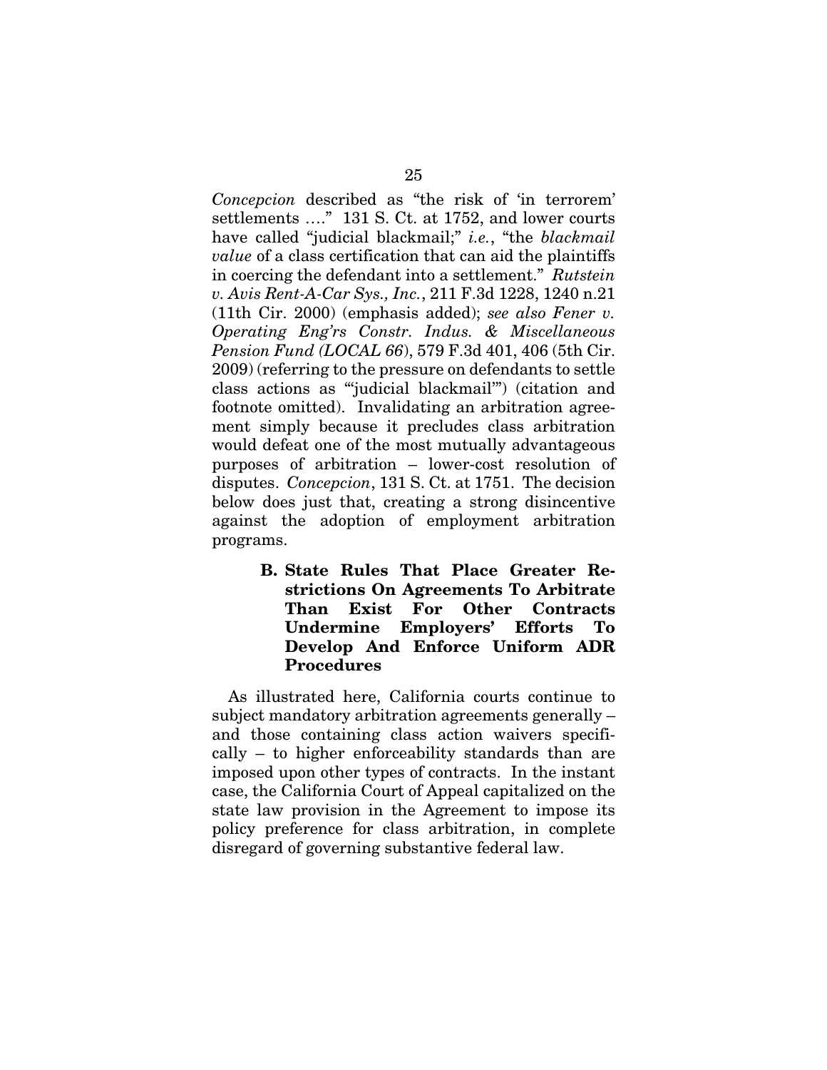*Concepcion* described as "the risk of 'in terrorem' settlements …." 131 S. Ct. at 1752, and lower courts have called "judicial blackmail;" *i.e.*, "the *blackmail value* of a class certification that can aid the plaintiffs in coercing the defendant into a settlement." *Rutstein v. Avis Rent-A-Car Sys., Inc.*, 211 F.3d 1228, 1240 n.21 (11th Cir. 2000) (emphasis added); *see also Fener v. Operating Eng'rs Constr. Indus. & Miscellaneous Pension Fund (LOCAL 66)*, 579 F.3d 401, 406 (5th Cir. 2009) (referring to the pressure on defendants to settle class actions as "'judicial blackmail'") (citation and footnote omitted). Invalidating an arbitration agreement simply because it precludes class arbitration would defeat one of the most mutually advantageous purposes of arbitration – lower-cost resolution of disputes. *Concepcion*, 131 S. Ct. at 1751. The decision below does just that, creating a strong disincentive against the adoption of employment arbitration programs.

### B. State Rules That Place Greater Restrictions On Agreements To Arbitrate Than Exist For Other Contracts Undermine Employers' Efforts To Develop And Enforce Uniform ADR Procedures

As illustrated here, California courts continue to subject mandatory arbitration agreements generally – and those containing class action waivers specifically – to higher enforceability standards than are imposed upon other types of contracts. In the instant case, the California Court of Appeal capitalized on the state law provision in the Agreement to impose its policy preference for class arbitration, in complete disregard of governing substantive federal law.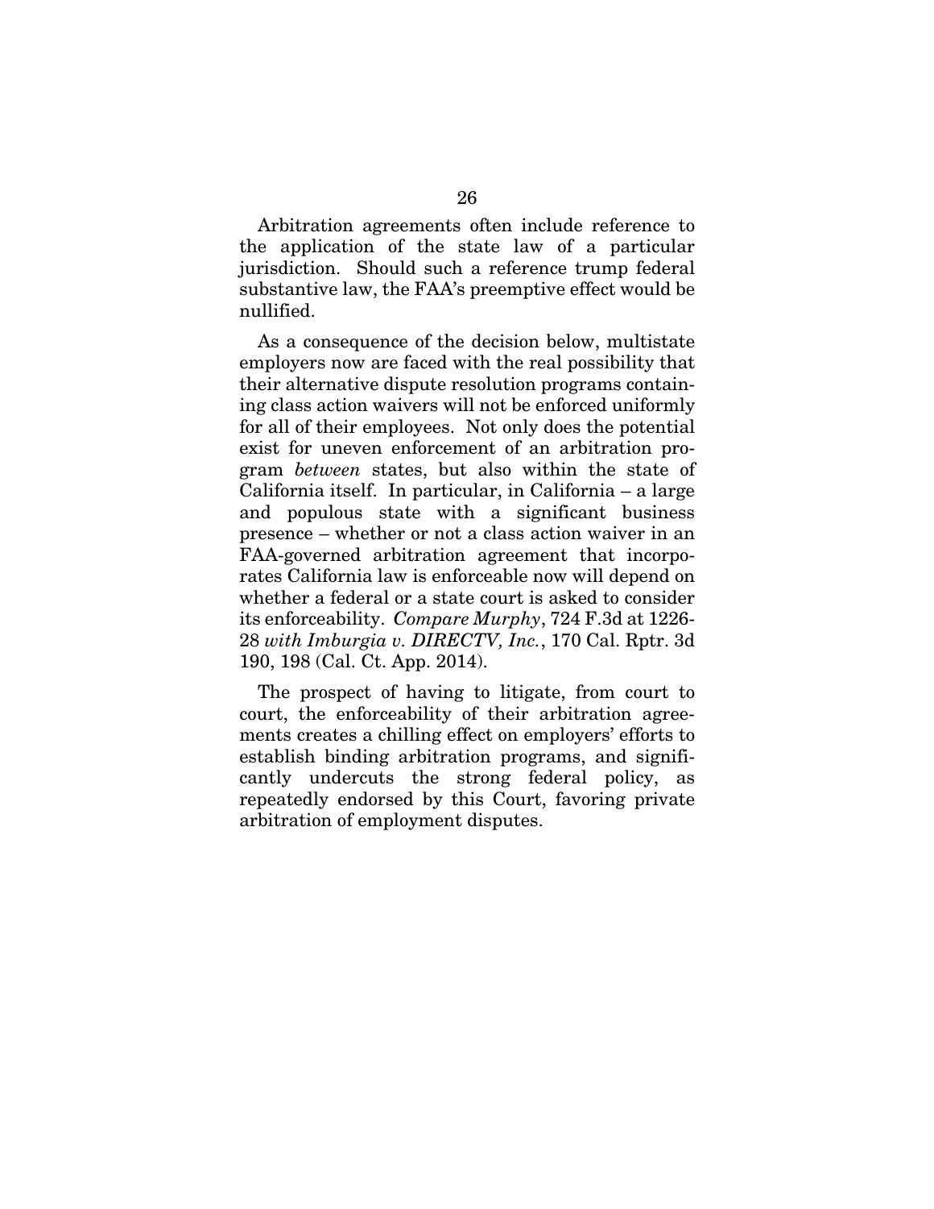Arbitration agreements often include reference to the application of the state law of a particular jurisdiction. Should such a reference trump federal substantive law, the FAA's preemptive effect would be nullified.

As a consequence of the decision below, multistate employers now are faced with the real possibility that their alternative dispute resolution programs containing class action waivers will not be enforced uniformly for all of their employees. Not only does the potential exist for uneven enforcement of an arbitration program *between* states, but also within the state of California itself. In particular, in California – a large and populous state with a significant business presence – whether or not a class action waiver in an FAA-governed arbitration agreement that incorporates California law is enforceable now will depend on whether a federal or a state court is asked to consider its enforceability. *Compare Murphy*, 724 F.3d at 1226-28 *with Imburgia v. DIRECTV, Inc.*, 170 Cal. Rptr. 3d 190, 198 (Cal. Ct. App. 2014).

The prospect of having to litigate, from court to court, the enforceability of their arbitration agreements creates a chilling effect on employers' efforts to establish binding arbitration programs, and significantly undercuts the strong federal policy, as repeatedly endorsed by this Court, favoring private arbitration of employment disputes.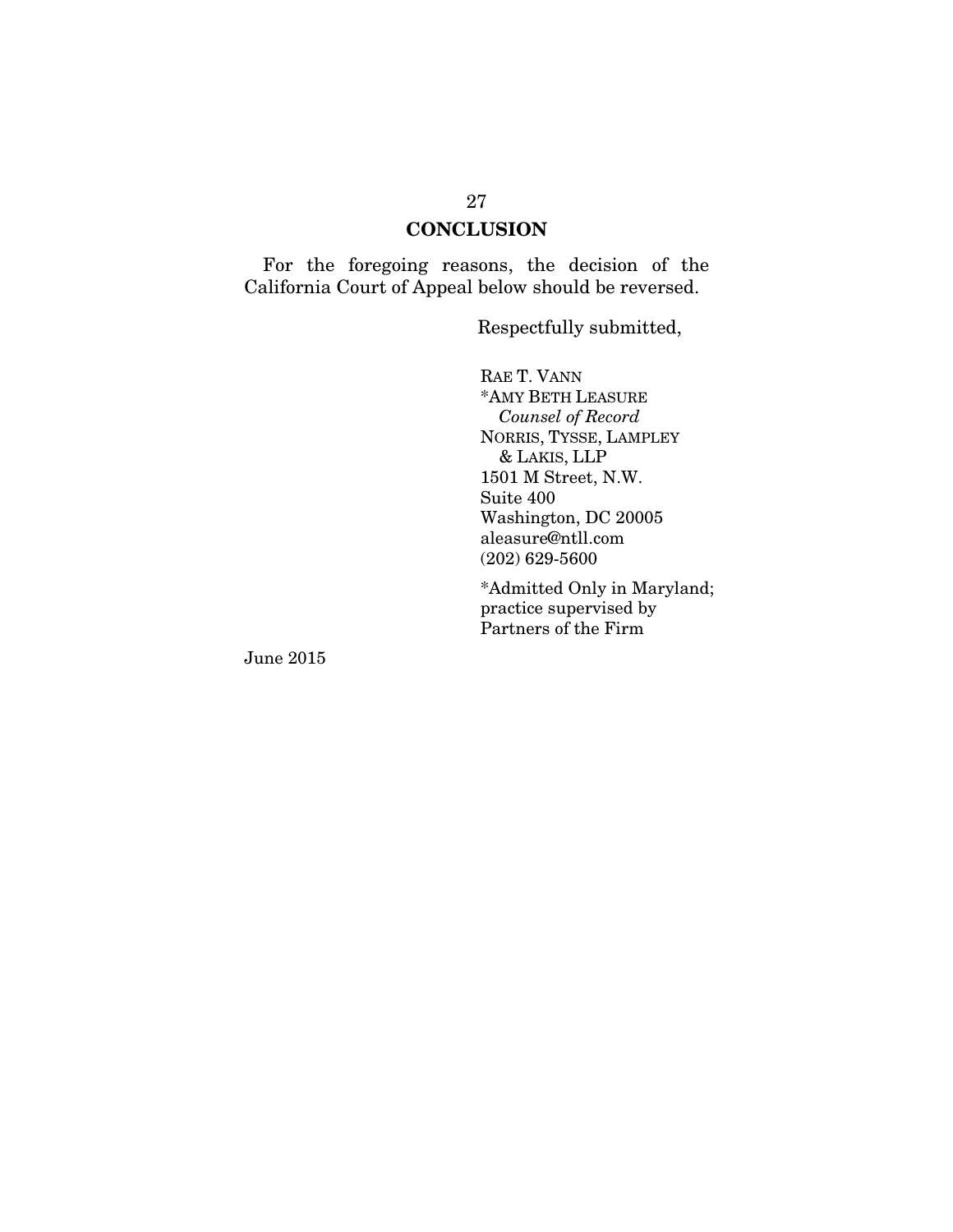## CONCLUSION

For the foregoing reasons, the decision of the California Court of Appeal below should be reversed.

Respectfully submitted,

RAE T. VANN
*AMY BETH LEASURE
*Counsel of Record*
NORRIS, TYSSE, LAMPLEY
& LAKIS, LLP
1501 M Street, N.W.
Suite 400
Washington, DC 20005
aleasure@ntll.com
(202) 629-5600

*Admitted Only in Maryland; practice supervised by Partners of the Firm

June 2015